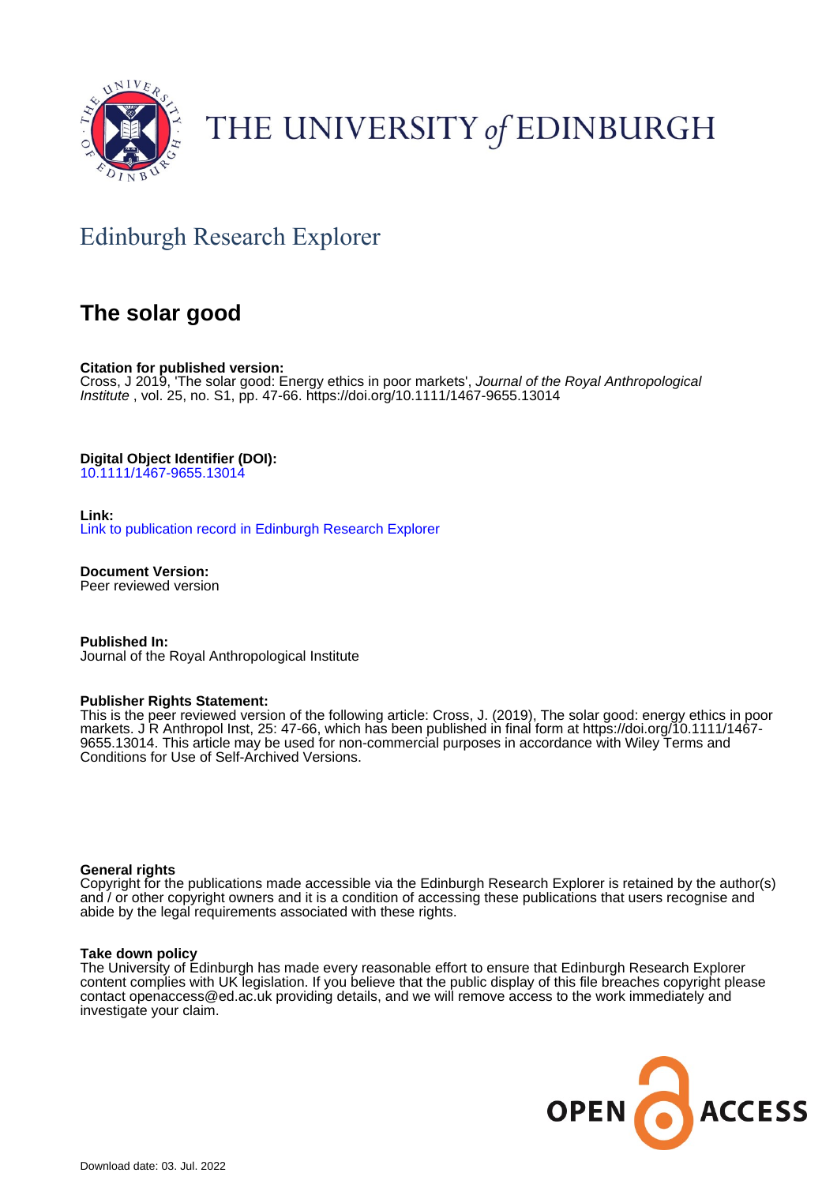THE UNIVERSITY *of* EDINBURGH

## Edinburgh Research Explorer

# The solar good

**Citation for published version:**
Cross, J 2019, 'The solar good: Energy ethics in poor markets', *Journal of the Royal Anthropological Institute* , vol. 25, no. S1, pp. 47-66. https://doi.org/10.1111/1467-9655.13014

**Digital Object Identifier (DOI):**
10.1111/1467-9655.13014

**Link:**
Link to publication record in Edinburgh Research Explorer

**Document Version:**
Peer reviewed version

**Published In:**
Journal of the Royal Anthropological Institute

**Publisher Rights Statement:**
This is the peer reviewed version of the following article: Cross, J. (2019), The solar good: energy ethics in poor markets. J R Anthropol Inst, 25: 47-66, which has been published in final form at https://doi.org/10.1111/1467-9655.13014. This article may be used for non-commercial purposes in accordance with Wiley Terms and Conditions for Use of Self-Archived Versions.

**General rights**
Copyright for the publications made accessible via the Edinburgh Research Explorer is retained by the author(s) and / or other copyright owners and it is a condition of accessing these publications that users recognise and abide by the legal requirements associated with these rights.

**Take down policy**
The University of Edinburgh has made every reasonable effort to ensure that Edinburgh Research Explorer content complies with UK legislation. If you believe that the public display of this file breaches copyright please contact openaccess@ed.ac.uk providing details, and we will remove access to the work immediately and investigate your claim.

OPEN ACCESS

Download date: 03. Jul. 2022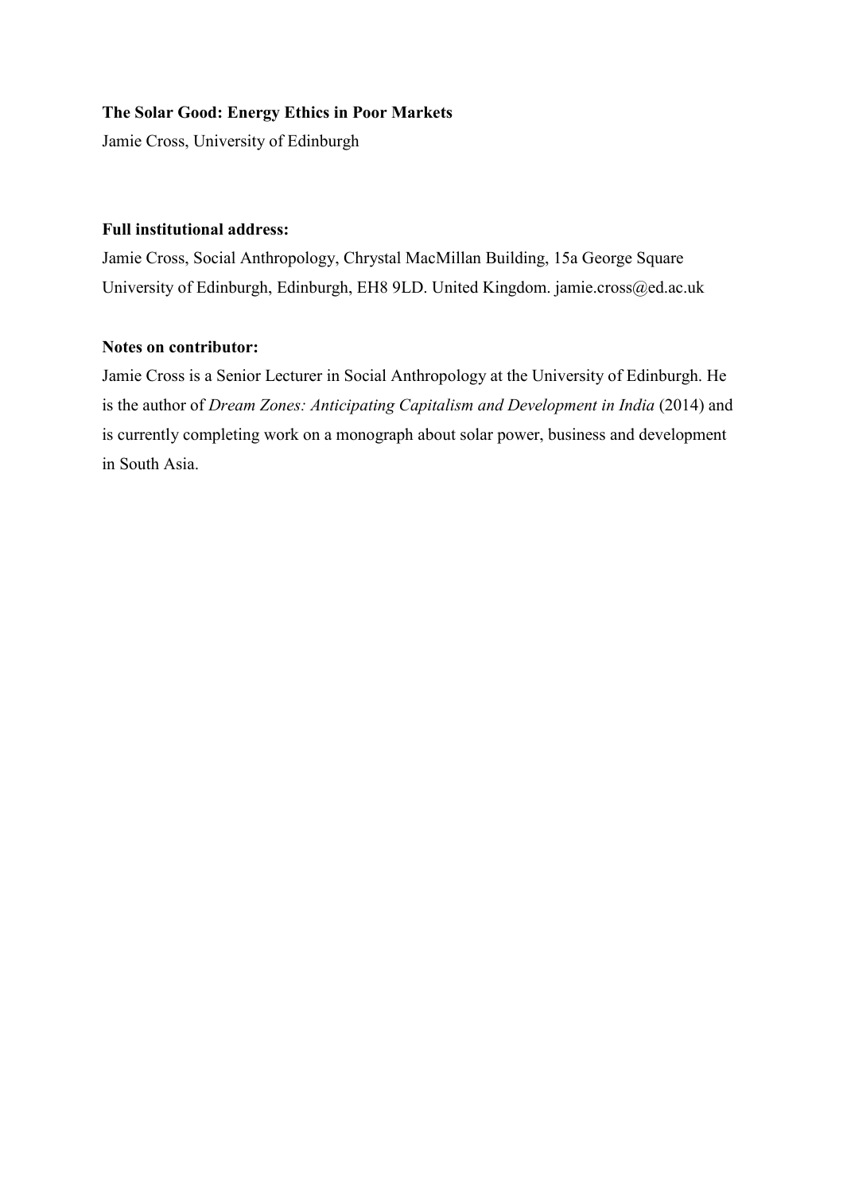**The Solar Good: Energy Ethics in Poor Markets**

Jamie Cross, University of Edinburgh

**Full institutional address:**

Jamie Cross, Social Anthropology, Chrystal MacMillan Building, 15a George Square University of Edinburgh, Edinburgh, EH8 9LD. United Kingdom. jamie.cross@ed.ac.uk

**Notes on contributor:**

Jamie Cross is a Senior Lecturer in Social Anthropology at the University of Edinburgh. He is the author of *Dream Zones: Anticipating Capitalism and Development in India* (2014) and is currently completing work on a monograph about solar power, business and development in South Asia.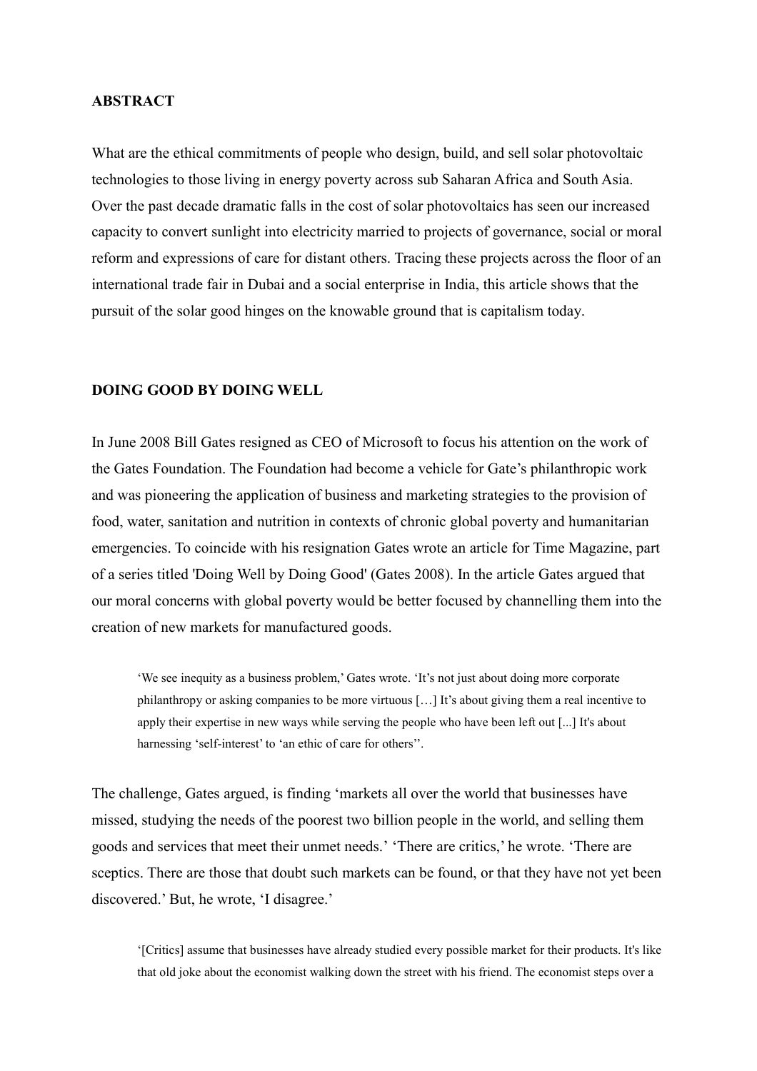## ABSTRACT

What are the ethical commitments of people who design, build, and sell solar photovoltaic technologies to those living in energy poverty across sub Saharan Africa and South Asia. Over the past decade dramatic falls in the cost of solar photovoltaics has seen our increased capacity to convert sunlight into electricity married to projects of governance, social or moral reform and expressions of care for distant others. Tracing these projects across the floor of an international trade fair in Dubai and a social enterprise in India, this article shows that the pursuit of the solar good hinges on the knowable ground that is capitalism today.

## DOING GOOD BY DOING WELL

In June 2008 Bill Gates resigned as CEO of Microsoft to focus his attention on the work of the Gates Foundation. The Foundation had become a vehicle for Gate's philanthropic work and was pioneering the application of business and marketing strategies to the provision of food, water, sanitation and nutrition in contexts of chronic global poverty and humanitarian emergencies. To coincide with his resignation Gates wrote an article for Time Magazine, part of a series titled 'Doing Well by Doing Good' (Gates 2008). In the article Gates argued that our moral concerns with global poverty would be better focused by channelling them into the creation of new markets for manufactured goods.

> 'We see inequity as a business problem,' Gates wrote. 'It's not just about doing more corporate philanthropy or asking companies to be more virtuous […] It's about giving them a real incentive to apply their expertise in new ways while serving the people who have been left out [...] It's about harnessing 'self-interest' to 'an ethic of care for others''.

The challenge, Gates argued, is finding 'markets all over the world that businesses have missed, studying the needs of the poorest two billion people in the world, and selling them goods and services that meet their unmet needs.' 'There are critics,' he wrote. 'There are sceptics. There are those that doubt such markets can be found, or that they have not yet been discovered.' But, he wrote, 'I disagree.'

> '[Critics] assume that businesses have already studied every possible market for their products. It's like that old joke about the economist walking down the street with his friend. The economist steps over a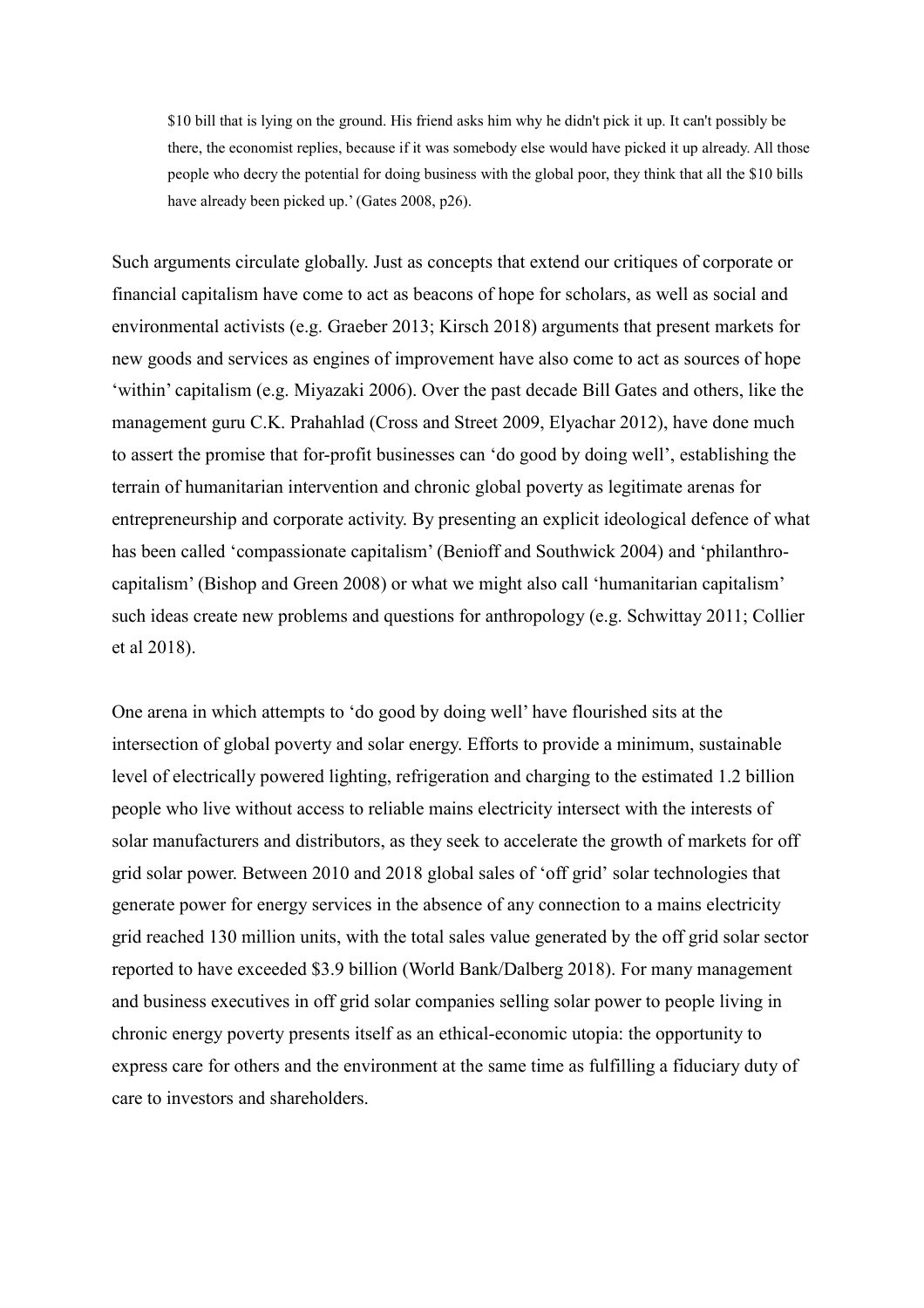> $10 bill that is lying on the ground. His friend asks him why he didn't pick it up. It can't possibly be there, the economist replies, because if it was somebody else would have picked it up already. All those people who decry the potential for doing business with the global poor, they think that all the $10 bills have already been picked up.' (Gates 2008, p26).

Such arguments circulate globally. Just as concepts that extend our critiques of corporate or financial capitalism have come to act as beacons of hope for scholars, as well as social and environmental activists (e.g. Graeber 2013; Kirsch 2018) arguments that present markets for new goods and services as engines of improvement have also come to act as sources of hope 'within' capitalism (e.g. Miyazaki 2006). Over the past decade Bill Gates and others, like the management guru C.K. Prahahlad (Cross and Street 2009, Elyachar 2012), have done much to assert the promise that for-profit businesses can 'do good by doing well', establishing the terrain of humanitarian intervention and chronic global poverty as legitimate arenas for entrepreneurship and corporate activity. By presenting an explicit ideological defence of what has been called 'compassionate capitalism' (Benioff and Southwick 2004) and 'philanthro-capitalism' (Bishop and Green 2008) or what we might also call 'humanitarian capitalism' such ideas create new problems and questions for anthropology (e.g. Schwittay 2011; Collier et al 2018).

One arena in which attempts to 'do good by doing well' have flourished sits at the intersection of global poverty and solar energy. Efforts to provide a minimum, sustainable level of electrically powered lighting, refrigeration and charging to the estimated 1.2 billion people who live without access to reliable mains electricity intersect with the interests of solar manufacturers and distributors, as they seek to accelerate the growth of markets for off grid solar power. Between 2010 and 2018 global sales of 'off grid' solar technologies that generate power for energy services in the absence of any connection to a mains electricity grid reached 130 million units, with the total sales value generated by the off grid solar sector reported to have exceeded $3.9 billion (World Bank/Dalberg 2018). For many management and business executives in off grid solar companies selling solar power to people living in chronic energy poverty presents itself as an ethical-economic utopia: the opportunity to express care for others and the environment at the same time as fulfilling a fiduciary duty of care to investors and shareholders.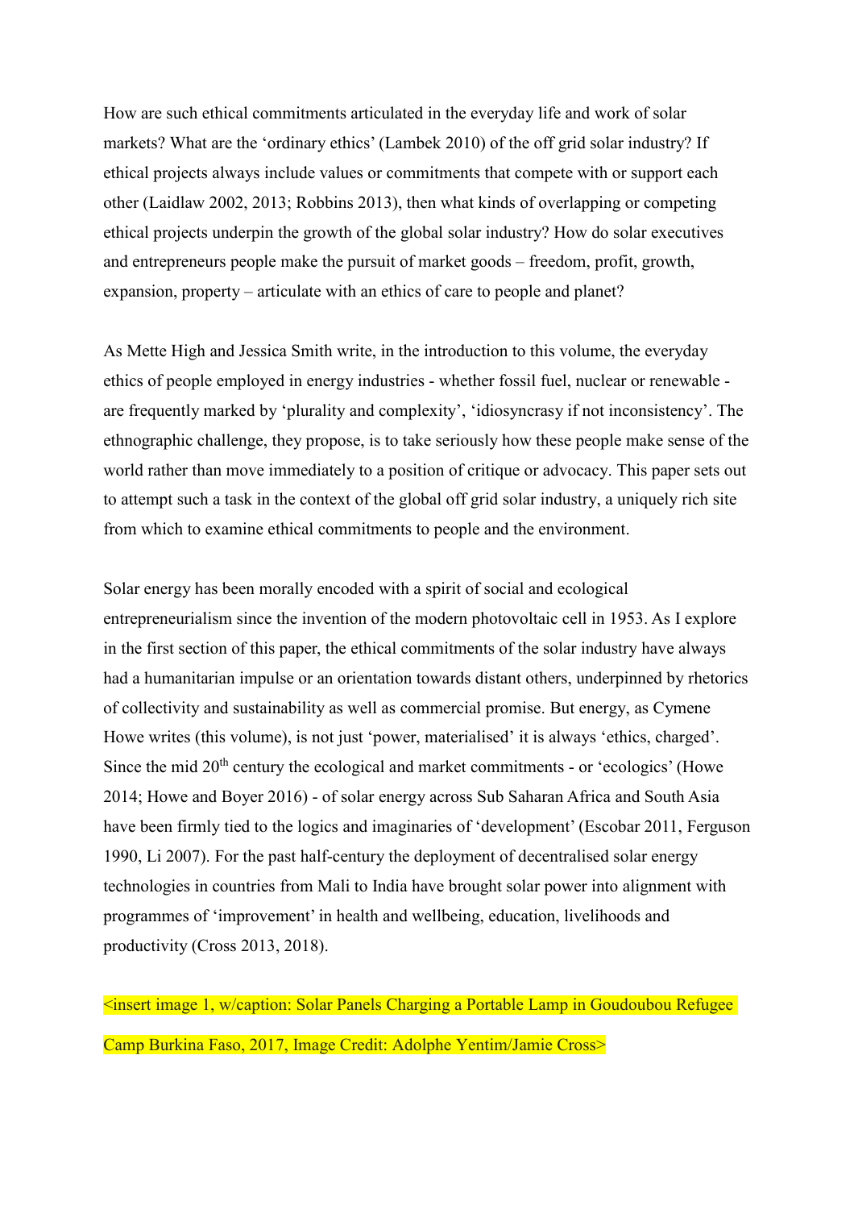How are such ethical commitments articulated in the everyday life and work of solar markets? What are the 'ordinary ethics' (Lambek 2010) of the off grid solar industry? If ethical projects always include values or commitments that compete with or support each other (Laidlaw 2002, 2013; Robbins 2013), then what kinds of overlapping or competing ethical projects underpin the growth of the global solar industry? How do solar executives and entrepreneurs people make the pursuit of market goods – freedom, profit, growth, expansion, property – articulate with an ethics of care to people and planet?

As Mette High and Jessica Smith write, in the introduction to this volume, the everyday ethics of people employed in energy industries - whether fossil fuel, nuclear or renewable - are frequently marked by 'plurality and complexity', 'idiosyncrasy if not inconsistency'. The ethnographic challenge, they propose, is to take seriously how these people make sense of the world rather than move immediately to a position of critique or advocacy. This paper sets out to attempt such a task in the context of the global off grid solar industry, a uniquely rich site from which to examine ethical commitments to people and the environment.

Solar energy has been morally encoded with a spirit of social and ecological entrepreneurialism since the invention of the modern photovoltaic cell in 1953. As I explore in the first section of this paper, the ethical commitments of the solar industry have always had a humanitarian impulse or an orientation towards distant others, underpinned by rhetorics of collectivity and sustainability as well as commercial promise. But energy, as Cymene Howe writes (this volume), is not just 'power, materialised' it is always 'ethics, charged'. Since the mid 20th century the ecological and market commitments - or 'ecologics' (Howe 2014; Howe and Boyer 2016) - of solar energy across Sub Saharan Africa and South Asia have been firmly tied to the logics and imaginaries of 'development' (Escobar 2011, Ferguson 1990, Li 2007). For the past half-century the deployment of decentralised solar energy technologies in countries from Mali to India have brought solar power into alignment with programmes of 'improvement' in health and wellbeing, education, livelihoods and productivity (Cross 2013, 2018).

<insert image 1, w/caption: Solar Panels Charging a Portable Lamp in Goudoubou Refugee Camp Burkina Faso, 2017, Image Credit: Adolphe Yentim/Jamie Cross>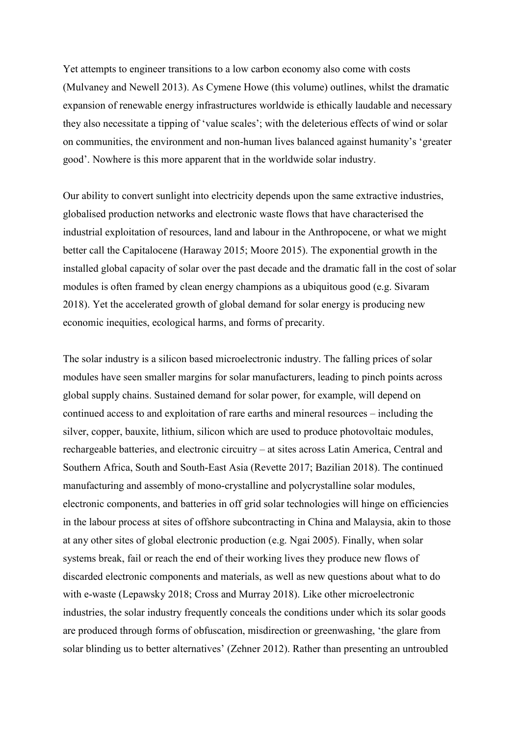Yet attempts to engineer transitions to a low carbon economy also come with costs (Mulvaney and Newell 2013). As Cymene Howe (this volume) outlines, whilst the dramatic expansion of renewable energy infrastructures worldwide is ethically laudable and necessary they also necessitate a tipping of 'value scales'; with the deleterious effects of wind or solar on communities, the environment and non-human lives balanced against humanity's 'greater good'. Nowhere is this more apparent that in the worldwide solar industry.

Our ability to convert sunlight into electricity depends upon the same extractive industries, globalised production networks and electronic waste flows that have characterised the industrial exploitation of resources, land and labour in the Anthropocene, or what we might better call the Capitalocene (Haraway 2015; Moore 2015). The exponential growth in the installed global capacity of solar over the past decade and the dramatic fall in the cost of solar modules is often framed by clean energy champions as a ubiquitous good (e.g. Sivaram 2018). Yet the accelerated growth of global demand for solar energy is producing new economic inequities, ecological harms, and forms of precarity.

The solar industry is a silicon based microelectronic industry. The falling prices of solar modules have seen smaller margins for solar manufacturers, leading to pinch points across global supply chains. Sustained demand for solar power, for example, will depend on continued access to and exploitation of rare earths and mineral resources – including the silver, copper, bauxite, lithium, silicon which are used to produce photovoltaic modules, rechargeable batteries, and electronic circuitry – at sites across Latin America, Central and Southern Africa, South and South-East Asia (Revette 2017; Bazilian 2018). The continued manufacturing and assembly of mono-crystalline and polycrystalline solar modules, electronic components, and batteries in off grid solar technologies will hinge on efficiencies in the labour process at sites of offshore subcontracting in China and Malaysia, akin to those at any other sites of global electronic production (e.g. Ngai 2005). Finally, when solar systems break, fail or reach the end of their working lives they produce new flows of discarded electronic components and materials, as well as new questions about what to do with e-waste (Lepawsky 2018; Cross and Murray 2018). Like other microelectronic industries, the solar industry frequently conceals the conditions under which its solar goods are produced through forms of obfuscation, misdirection or greenwashing, 'the glare from solar blinding us to better alternatives' (Zehner 2012). Rather than presenting an untroubled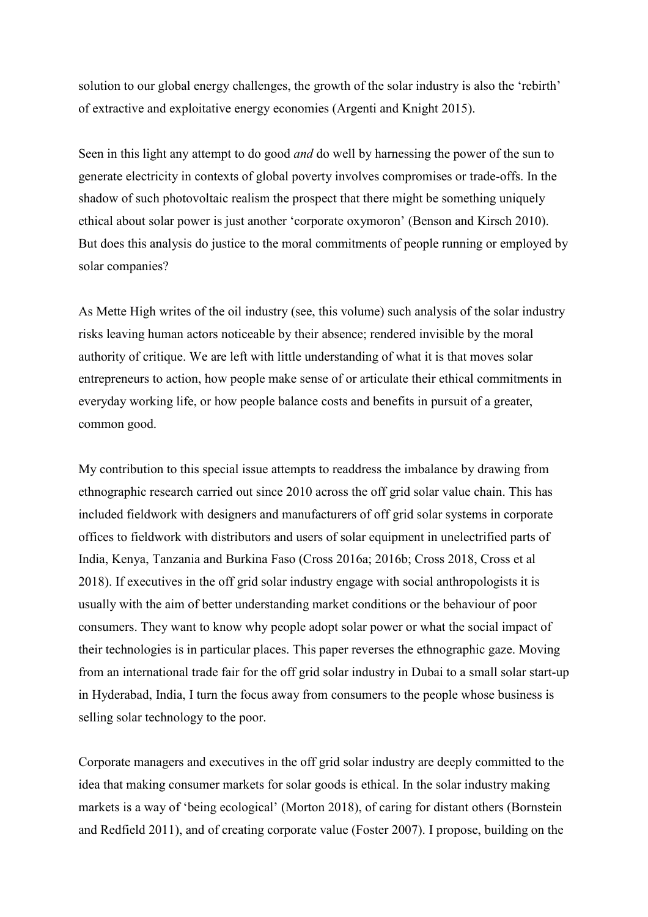solution to our global energy challenges, the growth of the solar industry is also the 'rebirth' of extractive and exploitative energy economies (Argenti and Knight 2015).

Seen in this light any attempt to do good *and* do well by harnessing the power of the sun to generate electricity in contexts of global poverty involves compromises or trade-offs. In the shadow of such photovoltaic realism the prospect that there might be something uniquely ethical about solar power is just another 'corporate oxymoron' (Benson and Kirsch 2010). But does this analysis do justice to the moral commitments of people running or employed by solar companies?

As Mette High writes of the oil industry (see, this volume) such analysis of the solar industry risks leaving human actors noticeable by their absence; rendered invisible by the moral authority of critique. We are left with little understanding of what it is that moves solar entrepreneurs to action, how people make sense of or articulate their ethical commitments in everyday working life, or how people balance costs and benefits in pursuit of a greater, common good.

My contribution to this special issue attempts to readdress the imbalance by drawing from ethnographic research carried out since 2010 across the off grid solar value chain. This has included fieldwork with designers and manufacturers of off grid solar systems in corporate offices to fieldwork with distributors and users of solar equipment in unelectrified parts of India, Kenya, Tanzania and Burkina Faso (Cross 2016a; 2016b; Cross 2018, Cross et al 2018). If executives in the off grid solar industry engage with social anthropologists it is usually with the aim of better understanding market conditions or the behaviour of poor consumers. They want to know why people adopt solar power or what the social impact of their technologies is in particular places. This paper reverses the ethnographic gaze. Moving from an international trade fair for the off grid solar industry in Dubai to a small solar start-up in Hyderabad, India, I turn the focus away from consumers to the people whose business is selling solar technology to the poor.

Corporate managers and executives in the off grid solar industry are deeply committed to the idea that making consumer markets for solar goods is ethical. In the solar industry making markets is a way of 'being ecological' (Morton 2018), of caring for distant others (Bornstein and Redfield 2011), and of creating corporate value (Foster 2007). I propose, building on the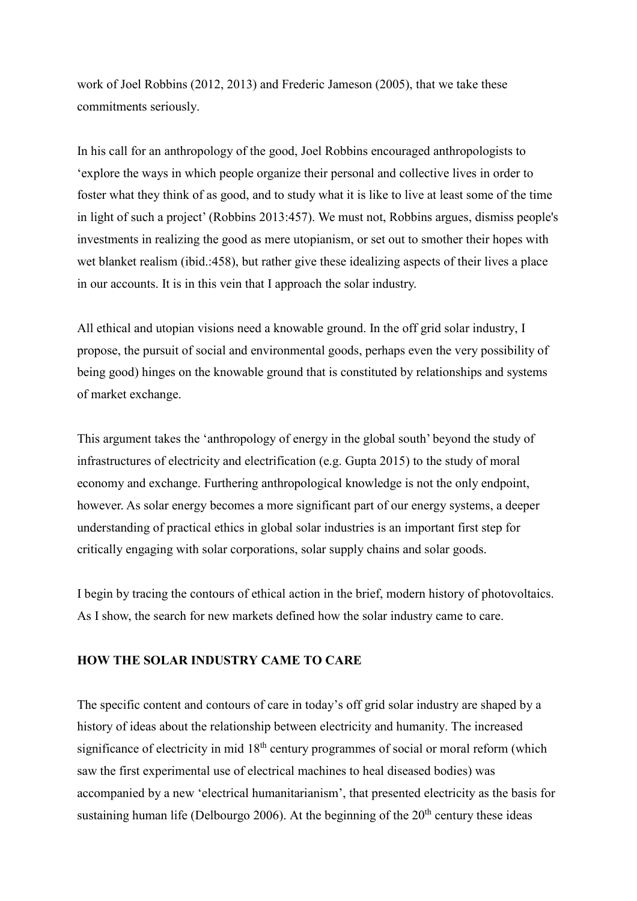work of Joel Robbins (2012, 2013) and Frederic Jameson (2005), that we take these commitments seriously.

In his call for an anthropology of the good, Joel Robbins encouraged anthropologists to 'explore the ways in which people organize their personal and collective lives in order to foster what they think of as good, and to study what it is like to live at least some of the time in light of such a project' (Robbins 2013:457). We must not, Robbins argues, dismiss people's investments in realizing the good as mere utopianism, or set out to smother their hopes with wet blanket realism (ibid.:458), but rather give these idealizing aspects of their lives a place in our accounts. It is in this vein that I approach the solar industry.

All ethical and utopian visions need a knowable ground. In the off grid solar industry, I propose, the pursuit of social and environmental goods, perhaps even the very possibility of being good) hinges on the knowable ground that is constituted by relationships and systems of market exchange.

This argument takes the 'anthropology of energy in the global south' beyond the study of infrastructures of electricity and electrification (e.g. Gupta 2015) to the study of moral economy and exchange. Furthering anthropological knowledge is not the only endpoint, however. As solar energy becomes a more significant part of our energy systems, a deeper understanding of practical ethics in global solar industries is an important first step for critically engaging with solar corporations, solar supply chains and solar goods.

I begin by tracing the contours of ethical action in the brief, modern history of photovoltaics. As I show, the search for new markets defined how the solar industry came to care.

## HOW THE SOLAR INDUSTRY CAME TO CARE

The specific content and contours of care in today's off grid solar industry are shaped by a history of ideas about the relationship between electricity and humanity. The increased significance of electricity in mid 18th century programmes of social or moral reform (which saw the first experimental use of electrical machines to heal diseased bodies) was accompanied by a new 'electrical humanitarianism', that presented electricity as the basis for sustaining human life (Delbourgo 2006). At the beginning of the 20th century these ideas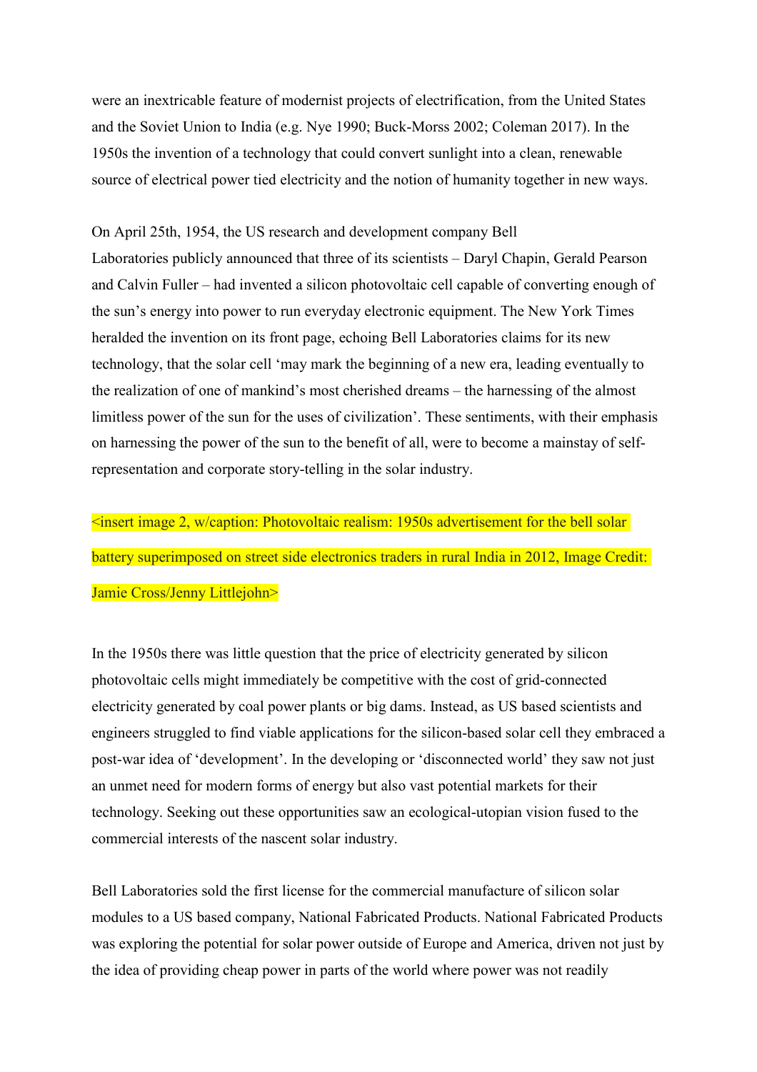were an inextricable feature of modernist projects of electrification, from the United States and the Soviet Union to India (e.g. Nye 1990; Buck-Morss 2002; Coleman 2017). In the 1950s the invention of a technology that could convert sunlight into a clean, renewable source of electrical power tied electricity and the notion of humanity together in new ways.

On April 25th, 1954, the US research and development company Bell Laboratories publicly announced that three of its scientists – Daryl Chapin, Gerald Pearson and Calvin Fuller – had invented a silicon photovoltaic cell capable of converting enough of the sun's energy into power to run everyday electronic equipment. The New York Times heralded the invention on its front page, echoing Bell Laboratories claims for its new technology, that the solar cell 'may mark the beginning of a new era, leading eventually to the realization of one of mankind's most cherished dreams – the harnessing of the almost limitless power of the sun for the uses of civilization'. These sentiments, with their emphasis on harnessing the power of the sun to the benefit of all, were to become a mainstay of self-representation and corporate story-telling in the solar industry.

<insert image 2, w/caption: Photovoltaic realism: 1950s advertisement for the bell solar battery superimposed on street side electronics traders in rural India in 2012, Image Credit: Jamie Cross/Jenny Littlejohn>

In the 1950s there was little question that the price of electricity generated by silicon photovoltaic cells might immediately be competitive with the cost of grid-connected electricity generated by coal power plants or big dams. Instead, as US based scientists and engineers struggled to find viable applications for the silicon-based solar cell they embraced a post-war idea of 'development'. In the developing or 'disconnected world' they saw not just an unmet need for modern forms of energy but also vast potential markets for their technology. Seeking out these opportunities saw an ecological-utopian vision fused to the commercial interests of the nascent solar industry.

Bell Laboratories sold the first license for the commercial manufacture of silicon solar modules to a US based company, National Fabricated Products. National Fabricated Products was exploring the potential for solar power outside of Europe and America, driven not just by the idea of providing cheap power in parts of the world where power was not readily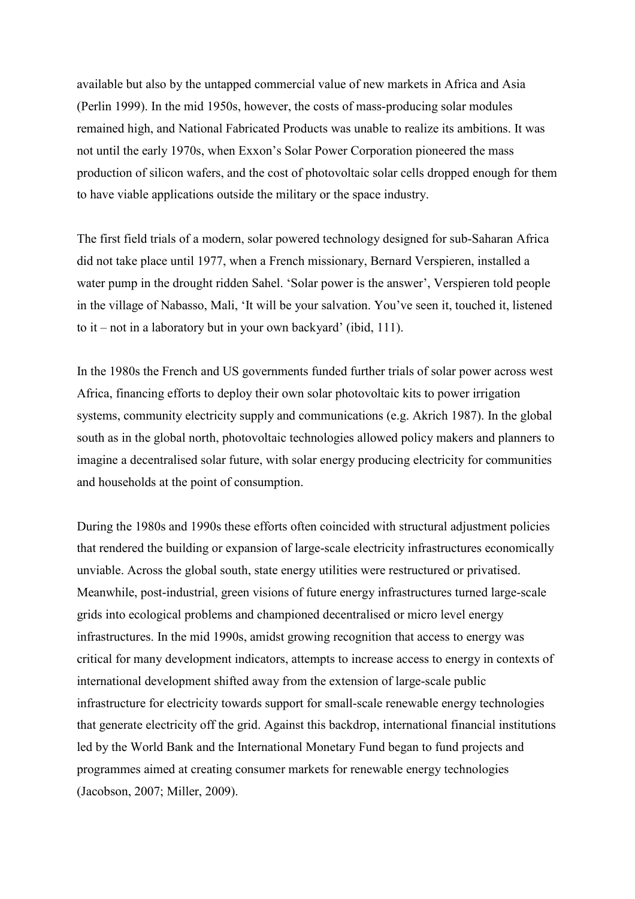available but also by the untapped commercial value of new markets in Africa and Asia (Perlin 1999). In the mid 1950s, however, the costs of mass-producing solar modules remained high, and National Fabricated Products was unable to realize its ambitions. It was not until the early 1970s, when Exxon's Solar Power Corporation pioneered the mass production of silicon wafers, and the cost of photovoltaic solar cells dropped enough for them to have viable applications outside the military or the space industry.

The first field trials of a modern, solar powered technology designed for sub-Saharan Africa did not take place until 1977, when a French missionary, Bernard Verspieren, installed a water pump in the drought ridden Sahel. 'Solar power is the answer', Verspieren told people in the village of Nabasso, Mali, 'It will be your salvation. You've seen it, touched it, listened to it – not in a laboratory but in your own backyard' (ibid, 111).

In the 1980s the French and US governments funded further trials of solar power across west Africa, financing efforts to deploy their own solar photovoltaic kits to power irrigation systems, community electricity supply and communications (e.g. Akrich 1987). In the global south as in the global north, photovoltaic technologies allowed policy makers and planners to imagine a decentralised solar future, with solar energy producing electricity for communities and households at the point of consumption.

During the 1980s and 1990s these efforts often coincided with structural adjustment policies that rendered the building or expansion of large-scale electricity infrastructures economically unviable. Across the global south, state energy utilities were restructured or privatised. Meanwhile, post-industrial, green visions of future energy infrastructures turned large-scale grids into ecological problems and championed decentralised or micro level energy infrastructures. In the mid 1990s, amidst growing recognition that access to energy was critical for many development indicators, attempts to increase access to energy in contexts of international development shifted away from the extension of large-scale public infrastructure for electricity towards support for small-scale renewable energy technologies that generate electricity off the grid. Against this backdrop, international financial institutions led by the World Bank and the International Monetary Fund began to fund projects and programmes aimed at creating consumer markets for renewable energy technologies (Jacobson, 2007; Miller, 2009).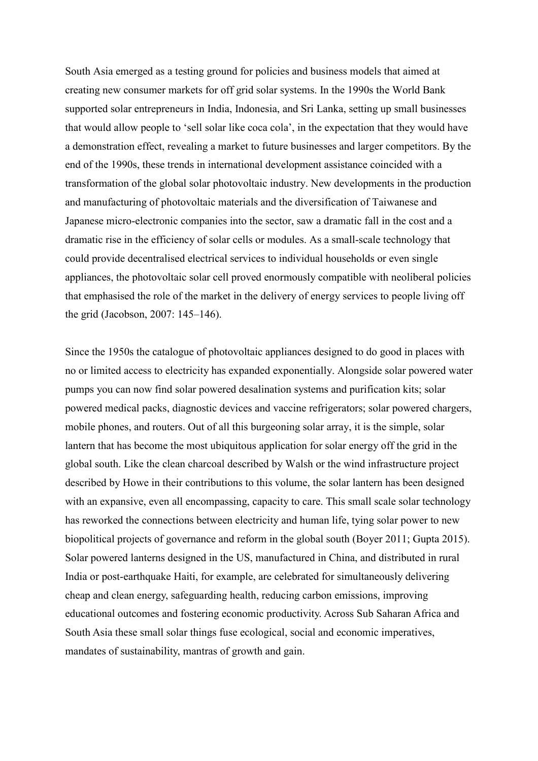South Asia emerged as a testing ground for policies and business models that aimed at creating new consumer markets for off grid solar systems. In the 1990s the World Bank supported solar entrepreneurs in India, Indonesia, and Sri Lanka, setting up small businesses that would allow people to 'sell solar like coca cola', in the expectation that they would have a demonstration effect, revealing a market to future businesses and larger competitors. By the end of the 1990s, these trends in international development assistance coincided with a transformation of the global solar photovoltaic industry. New developments in the production and manufacturing of photovoltaic materials and the diversification of Taiwanese and Japanese micro-electronic companies into the sector, saw a dramatic fall in the cost and a dramatic rise in the efficiency of solar cells or modules. As a small-scale technology that could provide decentralised electrical services to individual households or even single appliances, the photovoltaic solar cell proved enormously compatible with neoliberal policies that emphasised the role of the market in the delivery of energy services to people living off the grid (Jacobson, 2007: 145–146).

Since the 1950s the catalogue of photovoltaic appliances designed to do good in places with no or limited access to electricity has expanded exponentially. Alongside solar powered water pumps you can now find solar powered desalination systems and purification kits; solar powered medical packs, diagnostic devices and vaccine refrigerators; solar powered chargers, mobile phones, and routers. Out of all this burgeoning solar array, it is the simple, solar lantern that has become the most ubiquitous application for solar energy off the grid in the global south. Like the clean charcoal described by Walsh or the wind infrastructure project described by Howe in their contributions to this volume, the solar lantern has been designed with an expansive, even all encompassing, capacity to care. This small scale solar technology has reworked the connections between electricity and human life, tying solar power to new biopolitical projects of governance and reform in the global south (Boyer 2011; Gupta 2015). Solar powered lanterns designed in the US, manufactured in China, and distributed in rural India or post-earthquake Haiti, for example, are celebrated for simultaneously delivering cheap and clean energy, safeguarding health, reducing carbon emissions, improving educational outcomes and fostering economic productivity. Across Sub Saharan Africa and South Asia these small solar things fuse ecological, social and economic imperatives, mandates of sustainability, mantras of growth and gain.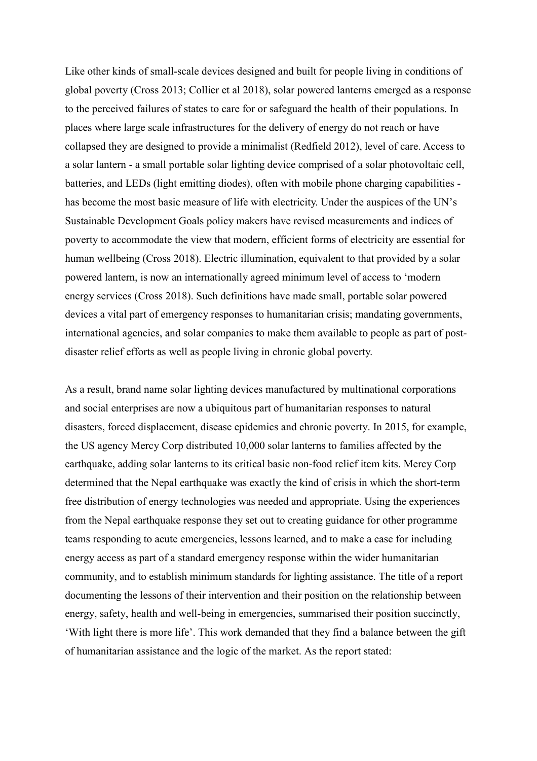Like other kinds of small-scale devices designed and built for people living in conditions of global poverty (Cross 2013; Collier et al 2018), solar powered lanterns emerged as a response to the perceived failures of states to care for or safeguard the health of their populations. In places where large scale infrastructures for the delivery of energy do not reach or have collapsed they are designed to provide a minimalist (Redfield 2012), level of care. Access to a solar lantern - a small portable solar lighting device comprised of a solar photovoltaic cell, batteries, and LEDs (light emitting diodes), often with mobile phone charging capabilities - has become the most basic measure of life with electricity. Under the auspices of the UN's Sustainable Development Goals policy makers have revised measurements and indices of poverty to accommodate the view that modern, efficient forms of electricity are essential for human wellbeing (Cross 2018). Electric illumination, equivalent to that provided by a solar powered lantern, is now an internationally agreed minimum level of access to 'modern energy services (Cross 2018). Such definitions have made small, portable solar powered devices a vital part of emergency responses to humanitarian crisis; mandating governments, international agencies, and solar companies to make them available to people as part of post-disaster relief efforts as well as people living in chronic global poverty.

As a result, brand name solar lighting devices manufactured by multinational corporations and social enterprises are now a ubiquitous part of humanitarian responses to natural disasters, forced displacement, disease epidemics and chronic poverty. In 2015, for example, the US agency Mercy Corp distributed 10,000 solar lanterns to families affected by the earthquake, adding solar lanterns to its critical basic non-food relief item kits. Mercy Corp determined that the Nepal earthquake was exactly the kind of crisis in which the short-term free distribution of energy technologies was needed and appropriate. Using the experiences from the Nepal earthquake response they set out to creating guidance for other programme teams responding to acute emergencies, lessons learned, and to make a case for including energy access as part of a standard emergency response within the wider humanitarian community, and to establish minimum standards for lighting assistance. The title of a report documenting the lessons of their intervention and their position on the relationship between energy, safety, health and well-being in emergencies, summarised their position succinctly, 'With light there is more life'. This work demanded that they find a balance between the gift of humanitarian assistance and the logic of the market. As the report stated: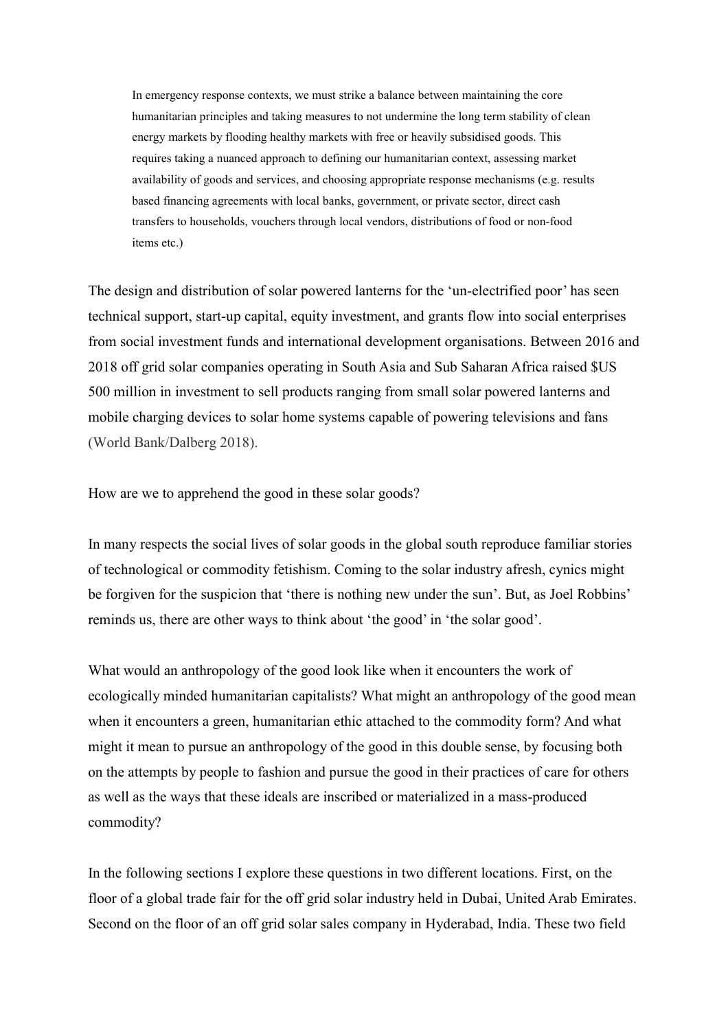> In emergency response contexts, we must strike a balance between maintaining the core humanitarian principles and taking measures to not undermine the long term stability of clean energy markets by flooding healthy markets with free or heavily subsidised goods. This requires taking a nuanced approach to defining our humanitarian context, assessing market availability of goods and services, and choosing appropriate response mechanisms (e.g. results based financing agreements with local banks, government, or private sector, direct cash transfers to households, vouchers through local vendors, distributions of food or non-food items etc.)

The design and distribution of solar powered lanterns for the 'un-electrified poor' has seen technical support, start-up capital, equity investment, and grants flow into social enterprises from social investment funds and international development organisations. Between 2016 and 2018 off grid solar companies operating in South Asia and Sub Saharan Africa raised $US 500 million in investment to sell products ranging from small solar powered lanterns and mobile charging devices to solar home systems capable of powering televisions and fans (World Bank/Dalberg 2018).

How are we to apprehend the good in these solar goods?

In many respects the social lives of solar goods in the global south reproduce familiar stories of technological or commodity fetishism. Coming to the solar industry afresh, cynics might be forgiven for the suspicion that 'there is nothing new under the sun'. But, as Joel Robbins' reminds us, there are other ways to think about 'the good' in 'the solar good'.

What would an anthropology of the good look like when it encounters the work of ecologically minded humanitarian capitalists? What might an anthropology of the good mean when it encounters a green, humanitarian ethic attached to the commodity form? And what might it mean to pursue an anthropology of the good in this double sense, by focusing both on the attempts by people to fashion and pursue the good in their practices of care for others as well as the ways that these ideals are inscribed or materialized in a mass-produced commodity?

In the following sections I explore these questions in two different locations. First, on the floor of a global trade fair for the off grid solar industry held in Dubai, United Arab Emirates. Second on the floor of an off grid solar sales company in Hyderabad, India. These two field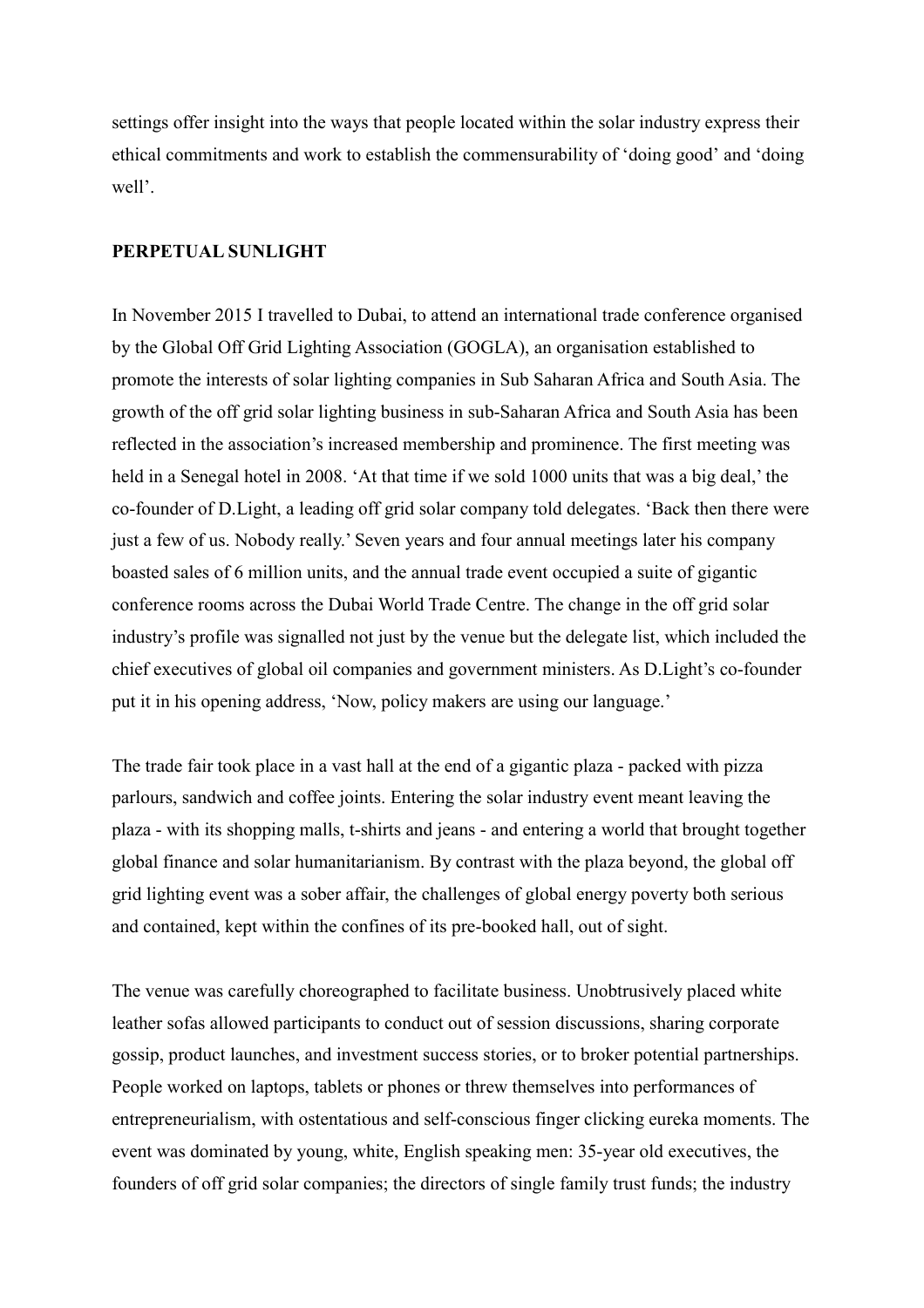settings offer insight into the ways that people located within the solar industry express their ethical commitments and work to establish the commensurability of 'doing good' and 'doing well'.

## PERPETUAL SUNLIGHT

In November 2015 I travelled to Dubai, to attend an international trade conference organised by the Global Off Grid Lighting Association (GOGLA), an organisation established to promote the interests of solar lighting companies in Sub Saharan Africa and South Asia. The growth of the off grid solar lighting business in sub-Saharan Africa and South Asia has been reflected in the association's increased membership and prominence. The first meeting was held in a Senegal hotel in 2008. 'At that time if we sold 1000 units that was a big deal,' the co-founder of D.Light, a leading off grid solar company told delegates. 'Back then there were just a few of us. Nobody really.' Seven years and four annual meetings later his company boasted sales of 6 million units, and the annual trade event occupied a suite of gigantic conference rooms across the Dubai World Trade Centre. The change in the off grid solar industry's profile was signalled not just by the venue but the delegate list, which included the chief executives of global oil companies and government ministers. As D.Light's co-founder put it in his opening address, 'Now, policy makers are using our language.'

The trade fair took place in a vast hall at the end of a gigantic plaza - packed with pizza parlours, sandwich and coffee joints. Entering the solar industry event meant leaving the plaza - with its shopping malls, t-shirts and jeans - and entering a world that brought together global finance and solar humanitarianism. By contrast with the plaza beyond, the global off grid lighting event was a sober affair, the challenges of global energy poverty both serious and contained, kept within the confines of its pre-booked hall, out of sight.

The venue was carefully choreographed to facilitate business. Unobtrusively placed white leather sofas allowed participants to conduct out of session discussions, sharing corporate gossip, product launches, and investment success stories, or to broker potential partnerships. People worked on laptops, tablets or phones or threw themselves into performances of entrepreneurialism, with ostentatious and self-conscious finger clicking eureka moments. The event was dominated by young, white, English speaking men: 35-year old executives, the founders of off grid solar companies; the directors of single family trust funds; the industry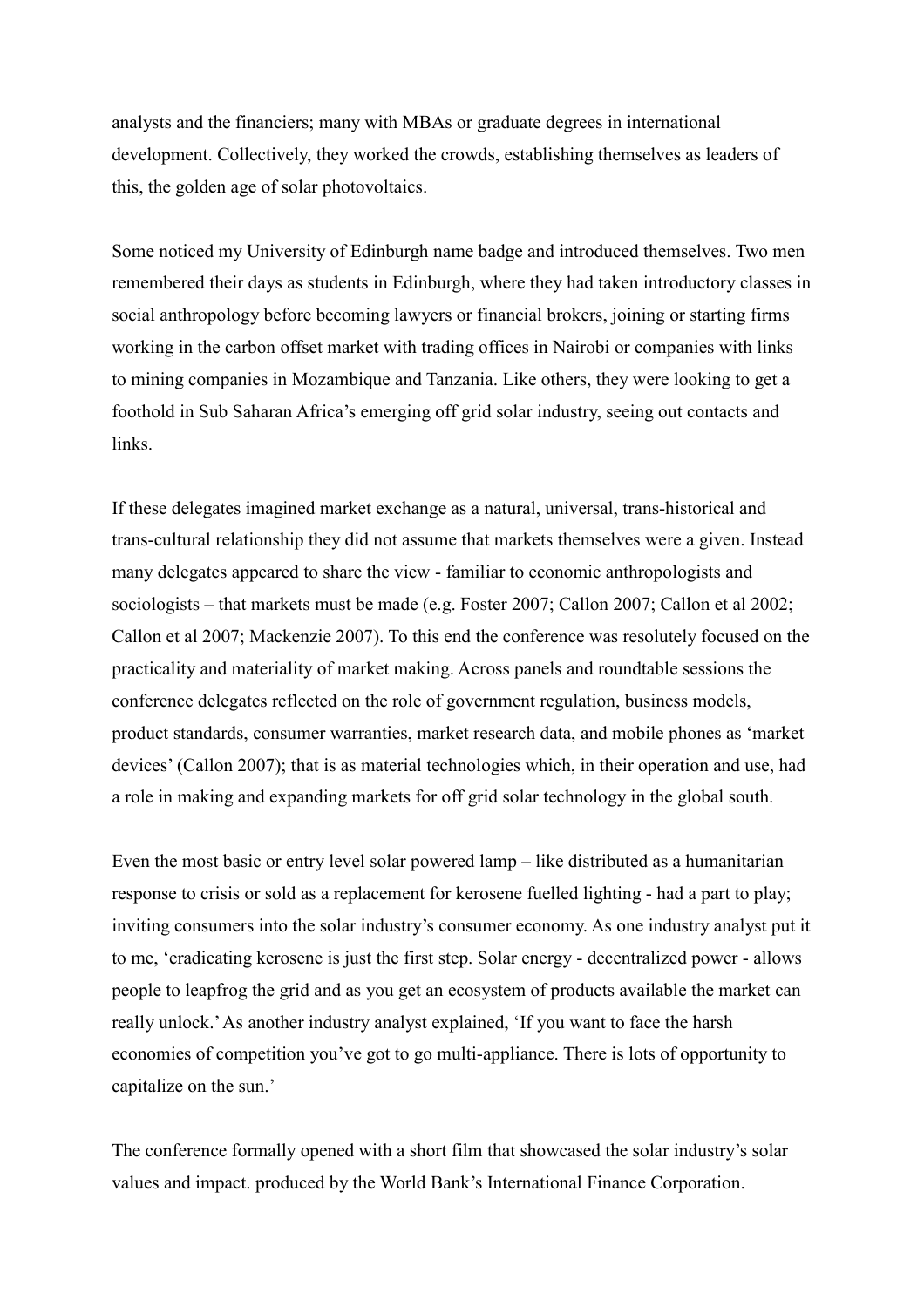analysts and the financiers; many with MBAs or graduate degrees in international development. Collectively, they worked the crowds, establishing themselves as leaders of this, the golden age of solar photovoltaics.

Some noticed my University of Edinburgh name badge and introduced themselves. Two men remembered their days as students in Edinburgh, where they had taken introductory classes in social anthropology before becoming lawyers or financial brokers, joining or starting firms working in the carbon offset market with trading offices in Nairobi or companies with links to mining companies in Mozambique and Tanzania. Like others, they were looking to get a foothold in Sub Saharan Africa's emerging off grid solar industry, seeing out contacts and links.

If these delegates imagined market exchange as a natural, universal, trans-historical and trans-cultural relationship they did not assume that markets themselves were a given. Instead many delegates appeared to share the view - familiar to economic anthropologists and sociologists – that markets must be made (e.g. Foster 2007; Callon 2007; Callon et al 2002; Callon et al 2007; Mackenzie 2007). To this end the conference was resolutely focused on the practicality and materiality of market making. Across panels and roundtable sessions the conference delegates reflected on the role of government regulation, business models, product standards, consumer warranties, market research data, and mobile phones as 'market devices' (Callon 2007); that is as material technologies which, in their operation and use, had a role in making and expanding markets for off grid solar technology in the global south.

Even the most basic or entry level solar powered lamp – like distributed as a humanitarian response to crisis or sold as a replacement for kerosene fuelled lighting - had a part to play; inviting consumers into the solar industry's consumer economy. As one industry analyst put it to me, 'eradicating kerosene is just the first step. Solar energy - decentralized power - allows people to leapfrog the grid and as you get an ecosystem of products available the market can really unlock.' As another industry analyst explained, 'If you want to face the harsh economies of competition you've got to go multi-appliance. There is lots of opportunity to capitalize on the sun.'

The conference formally opened with a short film that showcased the solar industry's solar values and impact. produced by the World Bank's International Finance Corporation.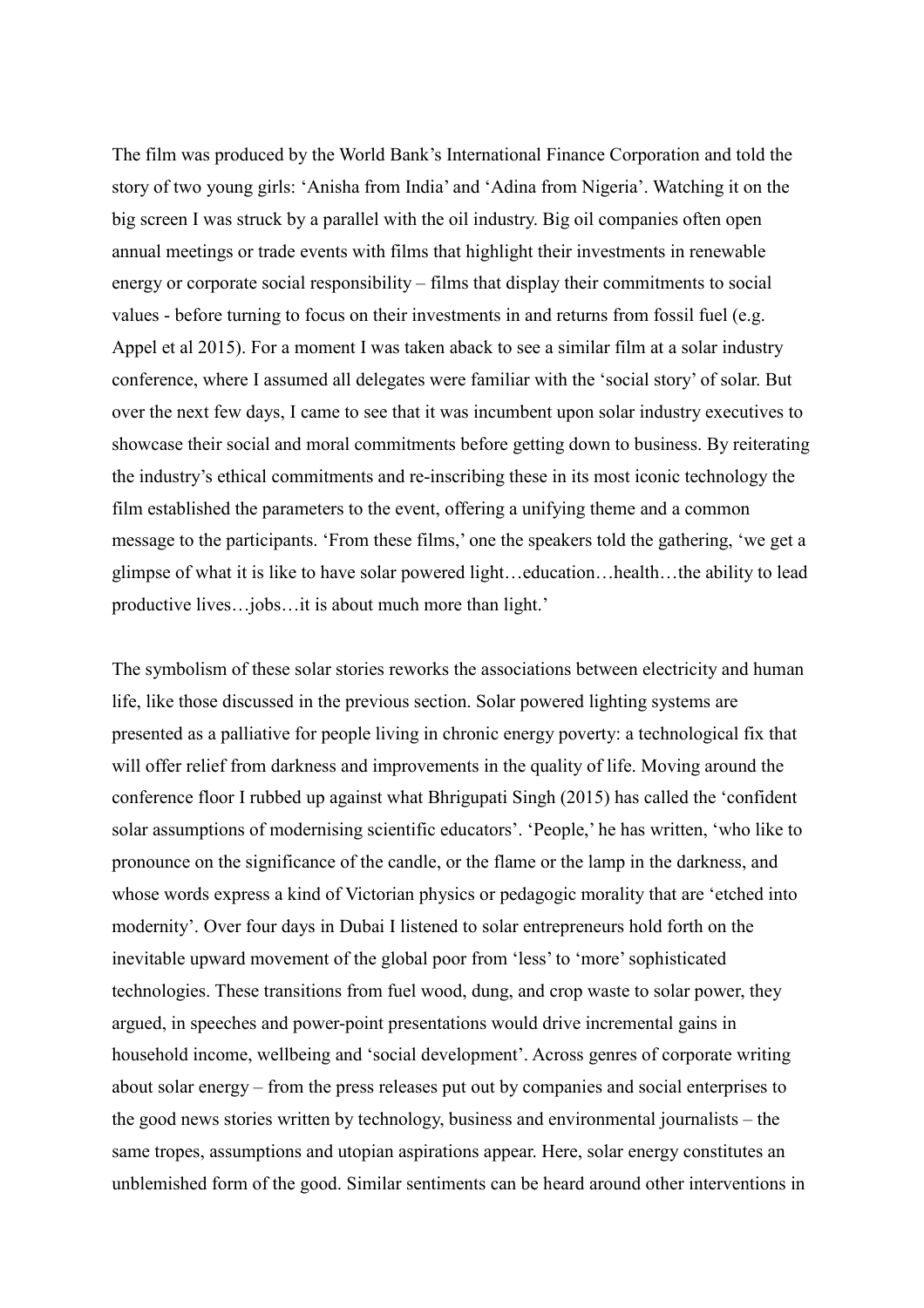The film was produced by the World Bank's International Finance Corporation and told the story of two young girls: 'Anisha from India' and 'Adina from Nigeria'. Watching it on the big screen I was struck by a parallel with the oil industry. Big oil companies often open annual meetings or trade events with films that highlight their investments in renewable energy or corporate social responsibility – films that display their commitments to social values - before turning to focus on their investments in and returns from fossil fuel (e.g. Appel et al 2015). For a moment I was taken aback to see a similar film at a solar industry conference, where I assumed all delegates were familiar with the 'social story' of solar. But over the next few days, I came to see that it was incumbent upon solar industry executives to showcase their social and moral commitments before getting down to business. By reiterating the industry's ethical commitments and re-inscribing these in its most iconic technology the film established the parameters to the event, offering a unifying theme and a common message to the participants. 'From these films,' one the speakers told the gathering, 'we get a glimpse of what it is like to have solar powered light…education…health…the ability to lead productive lives…jobs…it is about much more than light.'

The symbolism of these solar stories reworks the associations between electricity and human life, like those discussed in the previous section. Solar powered lighting systems are presented as a palliative for people living in chronic energy poverty: a technological fix that will offer relief from darkness and improvements in the quality of life. Moving around the conference floor I rubbed up against what Bhrigupati Singh (2015) has called the 'confident solar assumptions of modernising scientific educators'. 'People,' he has written, 'who like to pronounce on the significance of the candle, or the flame or the lamp in the darkness, and whose words express a kind of Victorian physics or pedagogic morality that are 'etched into modernity'. Over four days in Dubai I listened to solar entrepreneurs hold forth on the inevitable upward movement of the global poor from 'less' to 'more' sophisticated technologies. These transitions from fuel wood, dung, and crop waste to solar power, they argued, in speeches and power-point presentations would drive incremental gains in household income, wellbeing and 'social development'. Across genres of corporate writing about solar energy – from the press releases put out by companies and social enterprises to the good news stories written by technology, business and environmental journalists – the same tropes, assumptions and utopian aspirations appear. Here, solar energy constitutes an unblemished form of the good. Similar sentiments can be heard around other interventions in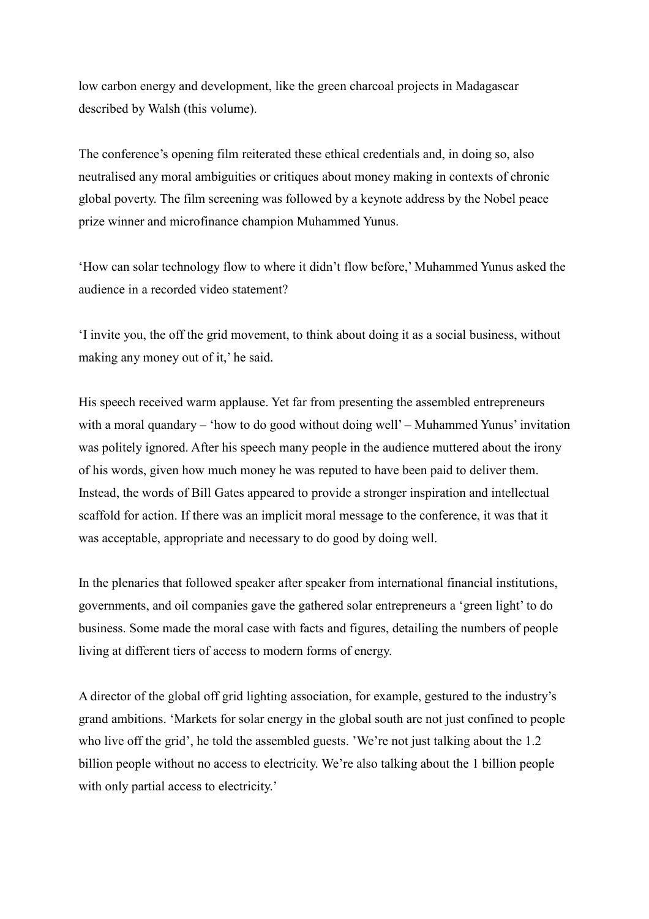low carbon energy and development, like the green charcoal projects in Madagascar described by Walsh (this volume).

The conference's opening film reiterated these ethical credentials and, in doing so, also neutralised any moral ambiguities or critiques about money making in contexts of chronic global poverty. The film screening was followed by a keynote address by the Nobel peace prize winner and microfinance champion Muhammed Yunus.

'How can solar technology flow to where it didn't flow before,' Muhammed Yunus asked the audience in a recorded video statement?

'I invite you, the off the grid movement, to think about doing it as a social business, without making any money out of it,' he said.

His speech received warm applause. Yet far from presenting the assembled entrepreneurs with a moral quandary – 'how to do good without doing well' – Muhammed Yunus' invitation was politely ignored. After his speech many people in the audience muttered about the irony of his words, given how much money he was reputed to have been paid to deliver them. Instead, the words of Bill Gates appeared to provide a stronger inspiration and intellectual scaffold for action. If there was an implicit moral message to the conference, it was that it was acceptable, appropriate and necessary to do good by doing well.

In the plenaries that followed speaker after speaker from international financial institutions, governments, and oil companies gave the gathered solar entrepreneurs a 'green light' to do business. Some made the moral case with facts and figures, detailing the numbers of people living at different tiers of access to modern forms of energy.

A director of the global off grid lighting association, for example, gestured to the industry's grand ambitions. 'Markets for solar energy in the global south are not just confined to people who live off the grid', he told the assembled guests. 'We're not just talking about the 1.2 billion people without no access to electricity. We're also talking about the 1 billion people with only partial access to electricity.'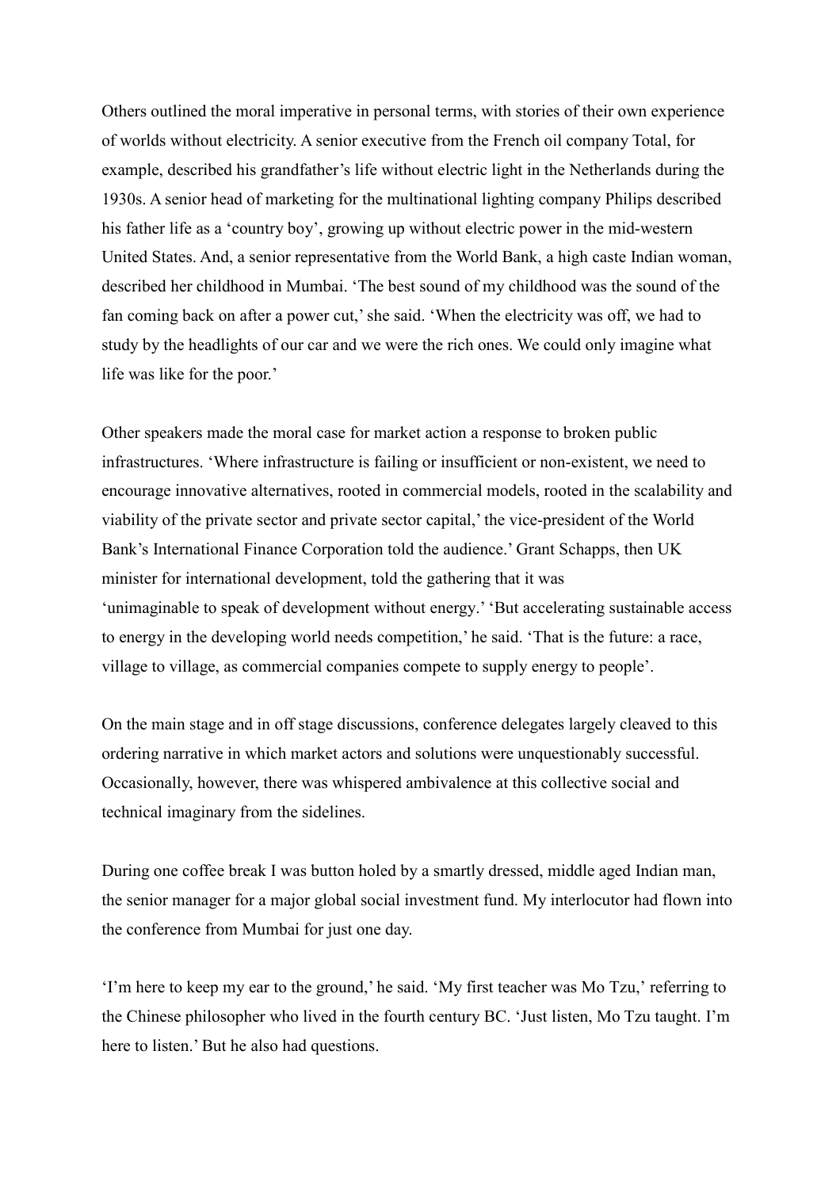Others outlined the moral imperative in personal terms, with stories of their own experience of worlds without electricity. A senior executive from the French oil company Total, for example, described his grandfather's life without electric light in the Netherlands during the 1930s. A senior head of marketing for the multinational lighting company Philips described his father life as a 'country boy', growing up without electric power in the mid-western United States. And, a senior representative from the World Bank, a high caste Indian woman, described her childhood in Mumbai. 'The best sound of my childhood was the sound of the fan coming back on after a power cut,' she said. 'When the electricity was off, we had to study by the headlights of our car and we were the rich ones. We could only imagine what life was like for the poor.'

Other speakers made the moral case for market action a response to broken public infrastructures. 'Where infrastructure is failing or insufficient or non-existent, we need to encourage innovative alternatives, rooted in commercial models, rooted in the scalability and viability of the private sector and private sector capital,' the vice-president of the World Bank's International Finance Corporation told the audience.' Grant Schapps, then UK minister for international development, told the gathering that it was 'unimaginable to speak of development without energy.' 'But accelerating sustainable access to energy in the developing world needs competition,' he said. 'That is the future: a race, village to village, as commercial companies compete to supply energy to people'.

On the main stage and in off stage discussions, conference delegates largely cleaved to this ordering narrative in which market actors and solutions were unquestionably successful. Occasionally, however, there was whispered ambivalence at this collective social and technical imaginary from the sidelines.

During one coffee break I was button holed by a smartly dressed, middle aged Indian man, the senior manager for a major global social investment fund. My interlocutor had flown into the conference from Mumbai for just one day.

'I'm here to keep my ear to the ground,' he said. 'My first teacher was Mo Tzu,' referring to the Chinese philosopher who lived in the fourth century BC. 'Just listen, Mo Tzu taught. I'm here to listen.' But he also had questions.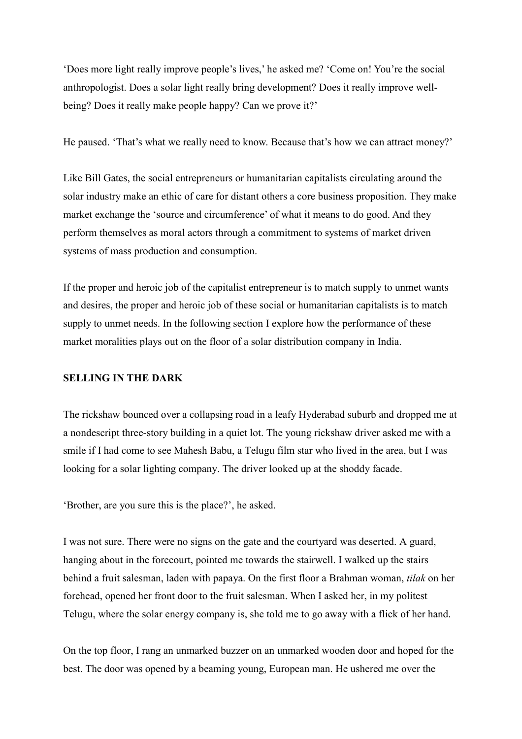'Does more light really improve people's lives,' he asked me? 'Come on! You're the social anthropologist. Does a solar light really bring development? Does it really improve well-being? Does it really make people happy? Can we prove it?'

He paused. 'That's what we really need to know. Because that's how we can attract money?'

Like Bill Gates, the social entrepreneurs or humanitarian capitalists circulating around the solar industry make an ethic of care for distant others a core business proposition. They make market exchange the 'source and circumference' of what it means to do good. And they perform themselves as moral actors through a commitment to systems of market driven systems of mass production and consumption.

If the proper and heroic job of the capitalist entrepreneur is to match supply to unmet wants and desires, the proper and heroic job of these social or humanitarian capitalists is to match supply to unmet needs. In the following section I explore how the performance of these market moralities plays out on the floor of a solar distribution company in India.

## SELLING IN THE DARK

The rickshaw bounced over a collapsing road in a leafy Hyderabad suburb and dropped me at a nondescript three-story building in a quiet lot. The young rickshaw driver asked me with a smile if I had come to see Mahesh Babu, a Telugu film star who lived in the area, but I was looking for a solar lighting company. The driver looked up at the shoddy facade.

'Brother, are you sure this is the place?', he asked.

I was not sure. There were no signs on the gate and the courtyard was deserted. A guard, hanging about in the forecourt, pointed me towards the stairwell. I walked up the stairs behind a fruit salesman, laden with papaya. On the first floor a Brahman woman, *tilak* on her forehead, opened her front door to the fruit salesman. When I asked her, in my politest Telugu, where the solar energy company is, she told me to go away with a flick of her hand.

On the top floor, I rang an unmarked buzzer on an unmarked wooden door and hoped for the best. The door was opened by a beaming young, European man. He ushered me over the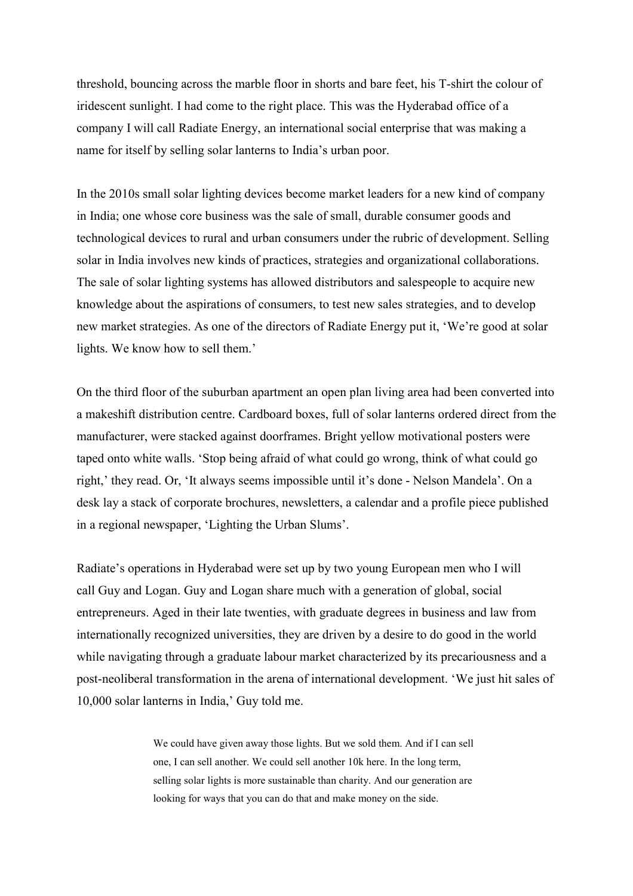threshold, bouncing across the marble floor in shorts and bare feet, his T-shirt the colour of iridescent sunlight. I had come to the right place. This was the Hyderabad office of a company I will call Radiate Energy, an international social enterprise that was making a name for itself by selling solar lanterns to India's urban poor.

In the 2010s small solar lighting devices become market leaders for a new kind of company in India; one whose core business was the sale of small, durable consumer goods and technological devices to rural and urban consumers under the rubric of development. Selling solar in India involves new kinds of practices, strategies and organizational collaborations. The sale of solar lighting systems has allowed distributors and salespeople to acquire new knowledge about the aspirations of consumers, to test new sales strategies, and to develop new market strategies. As one of the directors of Radiate Energy put it, 'We're good at solar lights. We know how to sell them.'

On the third floor of the suburban apartment an open plan living area had been converted into a makeshift distribution centre. Cardboard boxes, full of solar lanterns ordered direct from the manufacturer, were stacked against doorframes. Bright yellow motivational posters were taped onto white walls. 'Stop being afraid of what could go wrong, think of what could go right,' they read. Or, 'It always seems impossible until it's done - Nelson Mandela'. On a desk lay a stack of corporate brochures, newsletters, a calendar and a profile piece published in a regional newspaper, 'Lighting the Urban Slums'.

Radiate's operations in Hyderabad were set up by two young European men who I will call Guy and Logan. Guy and Logan share much with a generation of global, social entrepreneurs. Aged in their late twenties, with graduate degrees in business and law from internationally recognized universities, they are driven by a desire to do good in the world while navigating through a graduate labour market characterized by its precariousness and a post-neoliberal transformation in the arena of international development. 'We just hit sales of 10,000 solar lanterns in India,' Guy told me.

> We could have given away those lights. But we sold them. And if I can sell one, I can sell another. We could sell another 10k here. In the long term, selling solar lights is more sustainable than charity. And our generation are looking for ways that you can do that and make money on the side.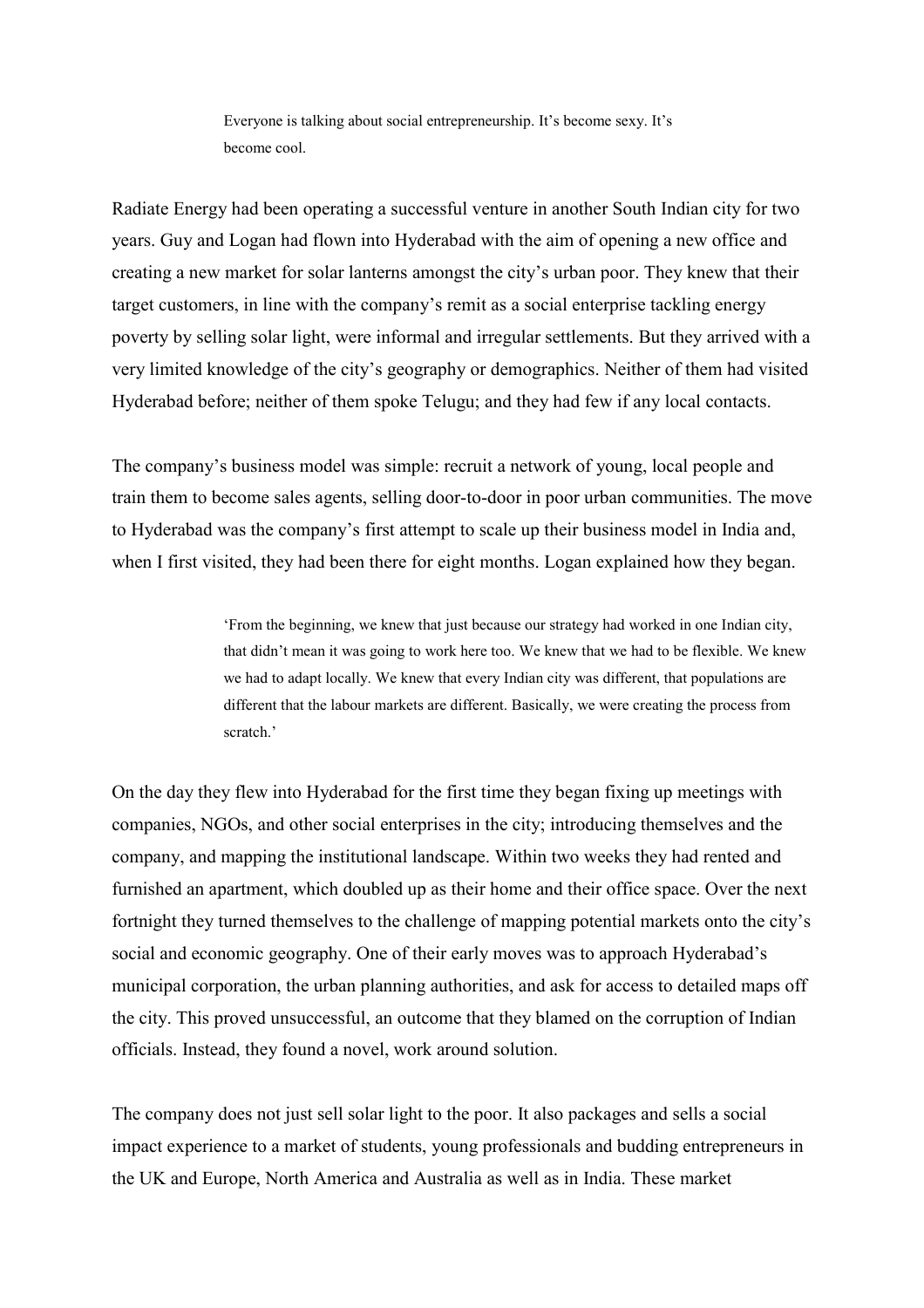> Everyone is talking about social entrepreneurship. It's become sexy. It's become cool.

Radiate Energy had been operating a successful venture in another South Indian city for two years. Guy and Logan had flown into Hyderabad with the aim of opening a new office and creating a new market for solar lanterns amongst the city's urban poor. They knew that their target customers, in line with the company's remit as a social enterprise tackling energy poverty by selling solar light, were informal and irregular settlements. But they arrived with a very limited knowledge of the city's geography or demographics. Neither of them had visited Hyderabad before; neither of them spoke Telugu; and they had few if any local contacts.

The company's business model was simple: recruit a network of young, local people and train them to become sales agents, selling door-to-door in poor urban communities. The move to Hyderabad was the company's first attempt to scale up their business model in India and, when I first visited, they had been there for eight months. Logan explained how they began.

> 'From the beginning, we knew that just because our strategy had worked in one Indian city, that didn't mean it was going to work here too. We knew that we had to be flexible. We knew we had to adapt locally. We knew that every Indian city was different, that populations are different that the labour markets are different. Basically, we were creating the process from scratch.'

On the day they flew into Hyderabad for the first time they began fixing up meetings with companies, NGOs, and other social enterprises in the city; introducing themselves and the company, and mapping the institutional landscape. Within two weeks they had rented and furnished an apartment, which doubled up as their home and their office space. Over the next fortnight they turned themselves to the challenge of mapping potential markets onto the city's social and economic geography. One of their early moves was to approach Hyderabad's municipal corporation, the urban planning authorities, and ask for access to detailed maps off the city. This proved unsuccessful, an outcome that they blamed on the corruption of Indian officials. Instead, they found a novel, work around solution.

The company does not just sell solar light to the poor. It also packages and sells a social impact experience to a market of students, young professionals and budding entrepreneurs in the UK and Europe, North America and Australia as well as in India. These market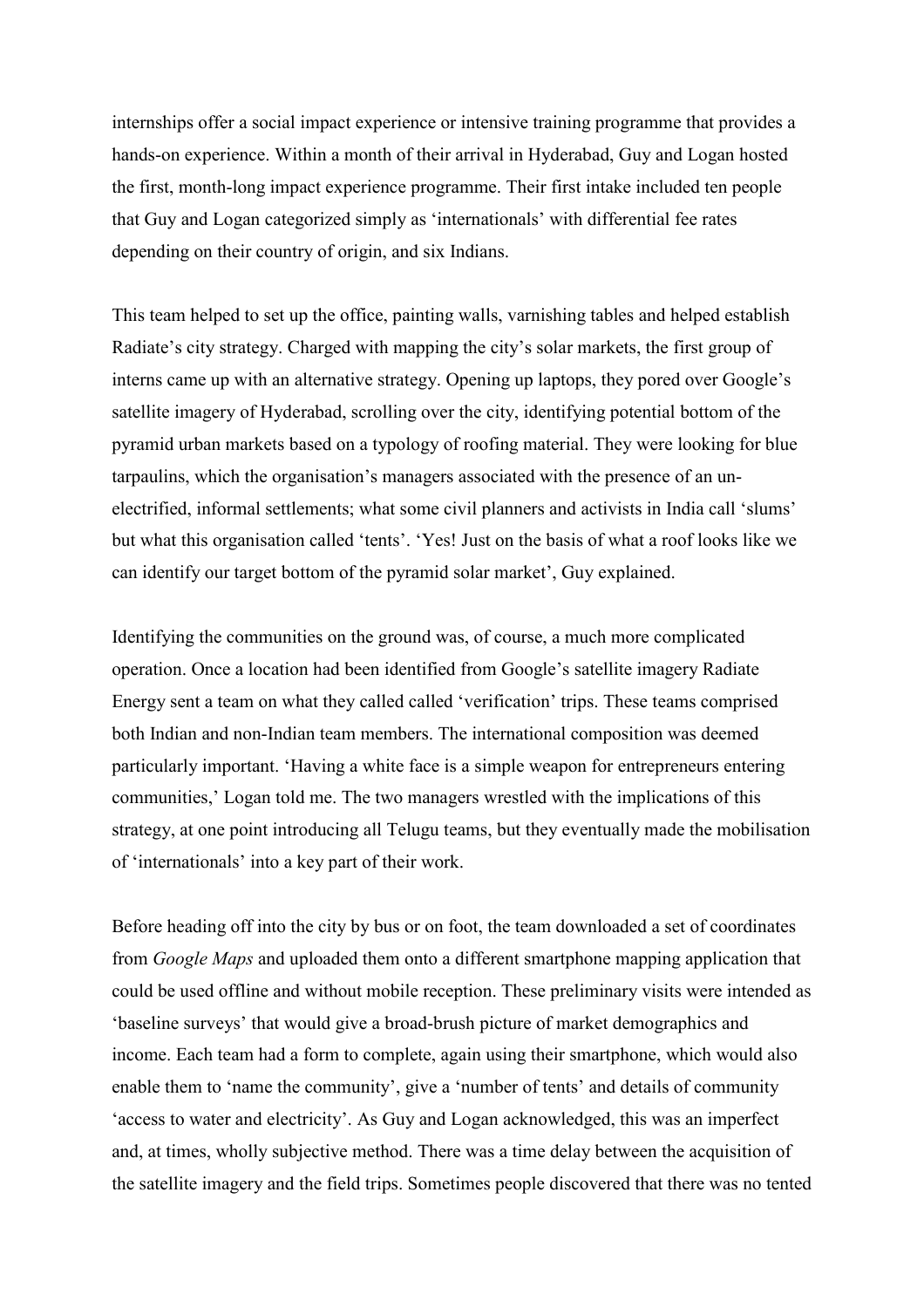internships offer a social impact experience or intensive training programme that provides a hands-on experience. Within a month of their arrival in Hyderabad, Guy and Logan hosted the first, month-long impact experience programme. Their first intake included ten people that Guy and Logan categorized simply as 'internationals' with differential fee rates depending on their country of origin, and six Indians.

This team helped to set up the office, painting walls, varnishing tables and helped establish Radiate's city strategy. Charged with mapping the city's solar markets, the first group of interns came up with an alternative strategy. Opening up laptops, they pored over Google's satellite imagery of Hyderabad, scrolling over the city, identifying potential bottom of the pyramid urban markets based on a typology of roofing material. They were looking for blue tarpaulins, which the organisation's managers associated with the presence of an un-electrified, informal settlements; what some civil planners and activists in India call 'slums' but what this organisation called 'tents'. 'Yes! Just on the basis of what a roof looks like we can identify our target bottom of the pyramid solar market', Guy explained.

Identifying the communities on the ground was, of course, a much more complicated operation. Once a location had been identified from Google's satellite imagery Radiate Energy sent a team on what they called called 'verification' trips. These teams comprised both Indian and non-Indian team members. The international composition was deemed particularly important. 'Having a white face is a simple weapon for entrepreneurs entering communities,' Logan told me. The two managers wrestled with the implications of this strategy, at one point introducing all Telugu teams, but they eventually made the mobilisation of 'internationals' into a key part of their work.

Before heading off into the city by bus or on foot, the team downloaded a set of coordinates from *Google Maps* and uploaded them onto a different smartphone mapping application that could be used offline and without mobile reception. These preliminary visits were intended as 'baseline surveys' that would give a broad-brush picture of market demographics and income. Each team had a form to complete, again using their smartphone, which would also enable them to 'name the community', give a 'number of tents' and details of community 'access to water and electricity'. As Guy and Logan acknowledged, this was an imperfect and, at times, wholly subjective method. There was a time delay between the acquisition of the satellite imagery and the field trips. Sometimes people discovered that there was no tented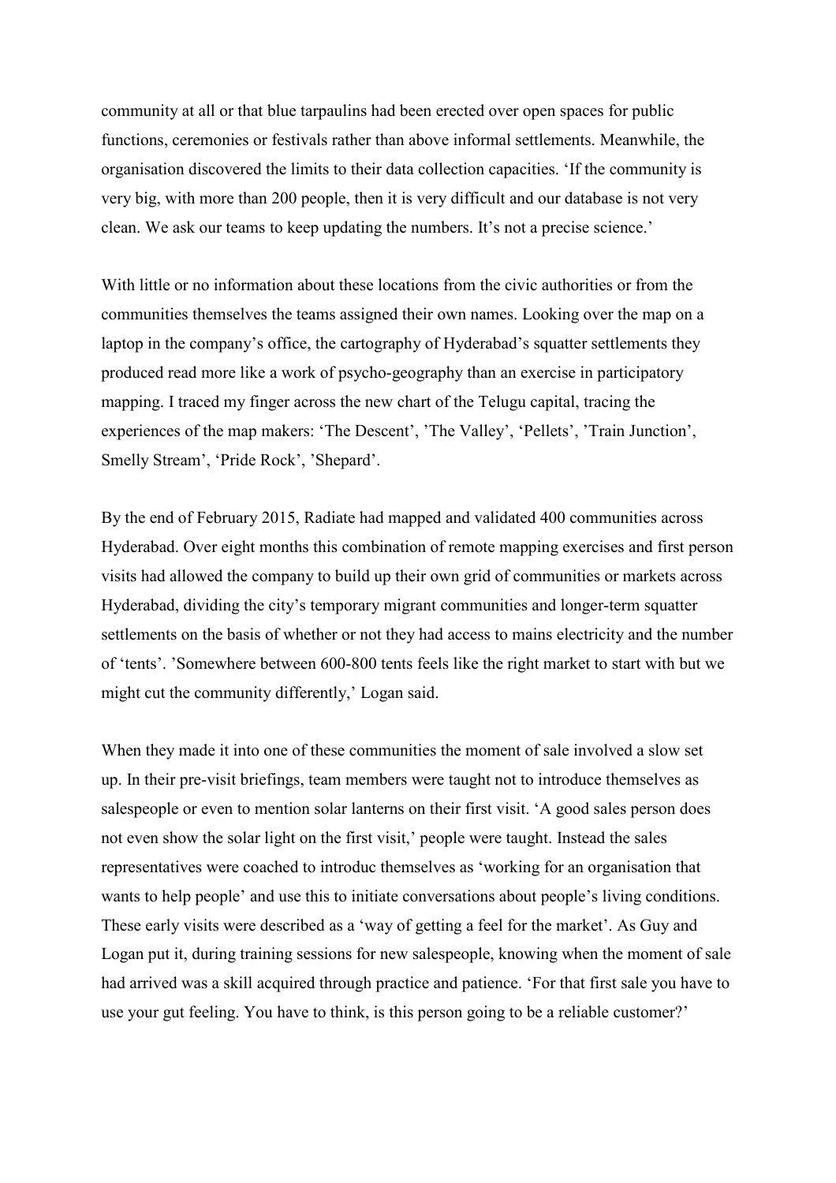community at all or that blue tarpaulins had been erected over open spaces for public functions, ceremonies or festivals rather than above informal settlements. Meanwhile, the organisation discovered the limits to their data collection capacities. 'If the community is very big, with more than 200 people, then it is very difficult and our database is not very clean. We ask our teams to keep updating the numbers. It's not a precise science.'

With little or no information about these locations from the civic authorities or from the communities themselves the teams assigned their own names. Looking over the map on a laptop in the company's office, the cartography of Hyderabad's squatter settlements they produced read more like a work of psycho-geography than an exercise in participatory mapping. I traced my finger across the new chart of the Telugu capital, tracing the experiences of the map makers: 'The Descent', 'The Valley', 'Pellets', 'Train Junction', Smelly Stream', 'Pride Rock', 'Shepard'.

By the end of February 2015, Radiate had mapped and validated 400 communities across Hyderabad. Over eight months this combination of remote mapping exercises and first person visits had allowed the company to build up their own grid of communities or markets across Hyderabad, dividing the city's temporary migrant communities and longer-term squatter settlements on the basis of whether or not they had access to mains electricity and the number of 'tents'. 'Somewhere between 600-800 tents feels like the right market to start with but we might cut the community differently,' Logan said.

When they made it into one of these communities the moment of sale involved a slow set up. In their pre-visit briefings, team members were taught not to introduce themselves as salespeople or even to mention solar lanterns on their first visit. 'A good sales person does not even show the solar light on the first visit,' people were taught. Instead the sales representatives were coached to introduc themselves as 'working for an organisation that wants to help people' and use this to initiate conversations about people's living conditions. These early visits were described as a 'way of getting a feel for the market'. As Guy and Logan put it, during training sessions for new salespeople, knowing when the moment of sale had arrived was a skill acquired through practice and patience. 'For that first sale you have to use your gut feeling. You have to think, is this person going to be a reliable customer?'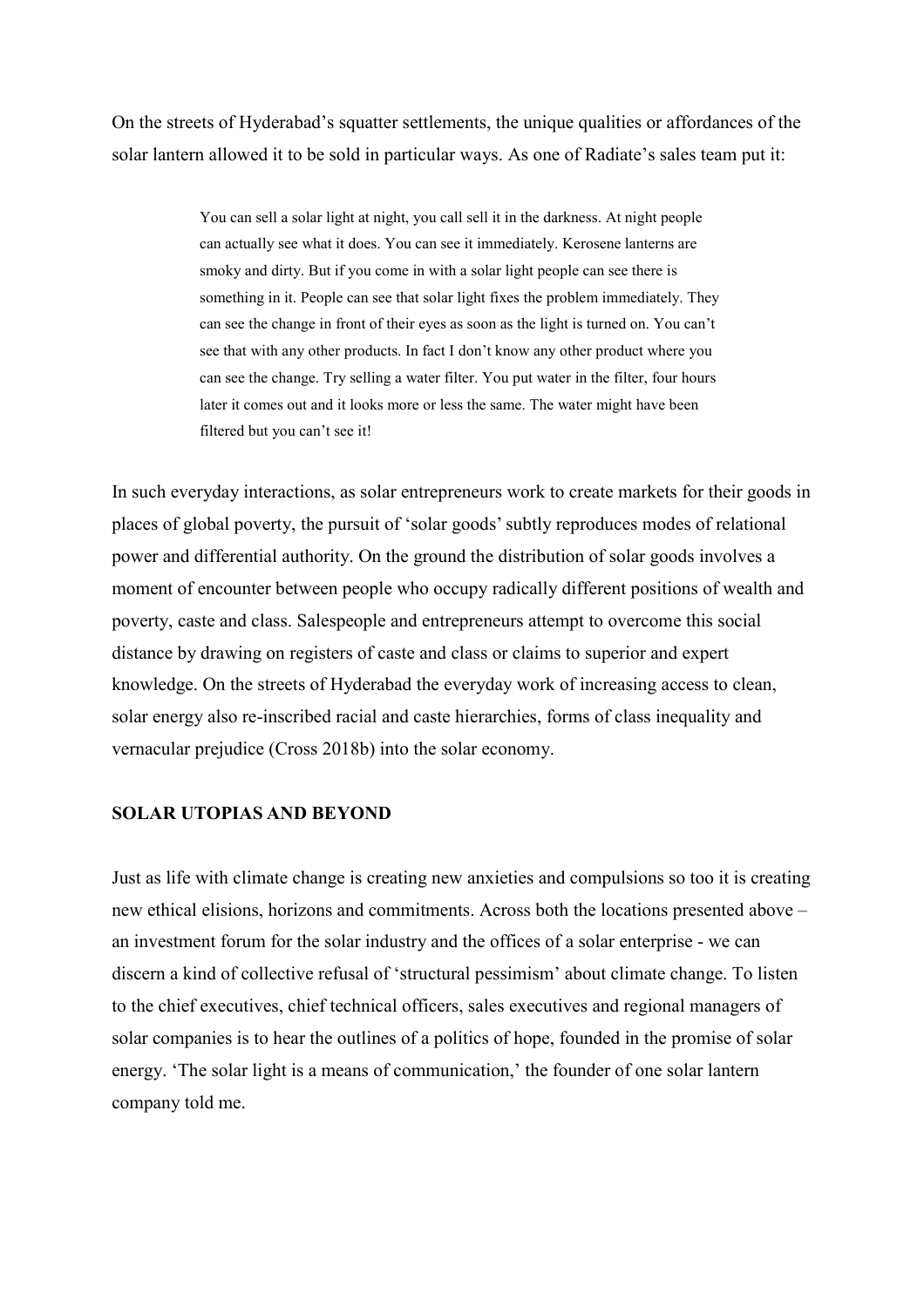On the streets of Hyderabad's squatter settlements, the unique qualities or affordances of the solar lantern allowed it to be sold in particular ways. As one of Radiate's sales team put it:

> You can sell a solar light at night, you call sell it in the darkness. At night people can actually see what it does. You can see it immediately. Kerosene lanterns are smoky and dirty. But if you come in with a solar light people can see there is something in it. People can see that solar light fixes the problem immediately. They can see the change in front of their eyes as soon as the light is turned on. You can't see that with any other products. In fact I don't know any other product where you can see the change. Try selling a water filter. You put water in the filter, four hours later it comes out and it looks more or less the same. The water might have been filtered but you can't see it!

In such everyday interactions, as solar entrepreneurs work to create markets for their goods in places of global poverty, the pursuit of 'solar goods' subtly reproduces modes of relational power and differential authority. On the ground the distribution of solar goods involves a moment of encounter between people who occupy radically different positions of wealth and poverty, caste and class. Salespeople and entrepreneurs attempt to overcome this social distance by drawing on registers of caste and class or claims to superior and expert knowledge. On the streets of Hyderabad the everyday work of increasing access to clean, solar energy also re-inscribed racial and caste hierarchies, forms of class inequality and vernacular prejudice (Cross 2018b) into the solar economy.

## SOLAR UTOPIAS AND BEYOND

Just as life with climate change is creating new anxieties and compulsions so too it is creating new ethical elisions, horizons and commitments. Across both the locations presented above – an investment forum for the solar industry and the offices of a solar enterprise - we can discern a kind of collective refusal of 'structural pessimism' about climate change. To listen to the chief executives, chief technical officers, sales executives and regional managers of solar companies is to hear the outlines of a politics of hope, founded in the promise of solar energy. 'The solar light is a means of communication,' the founder of one solar lantern company told me.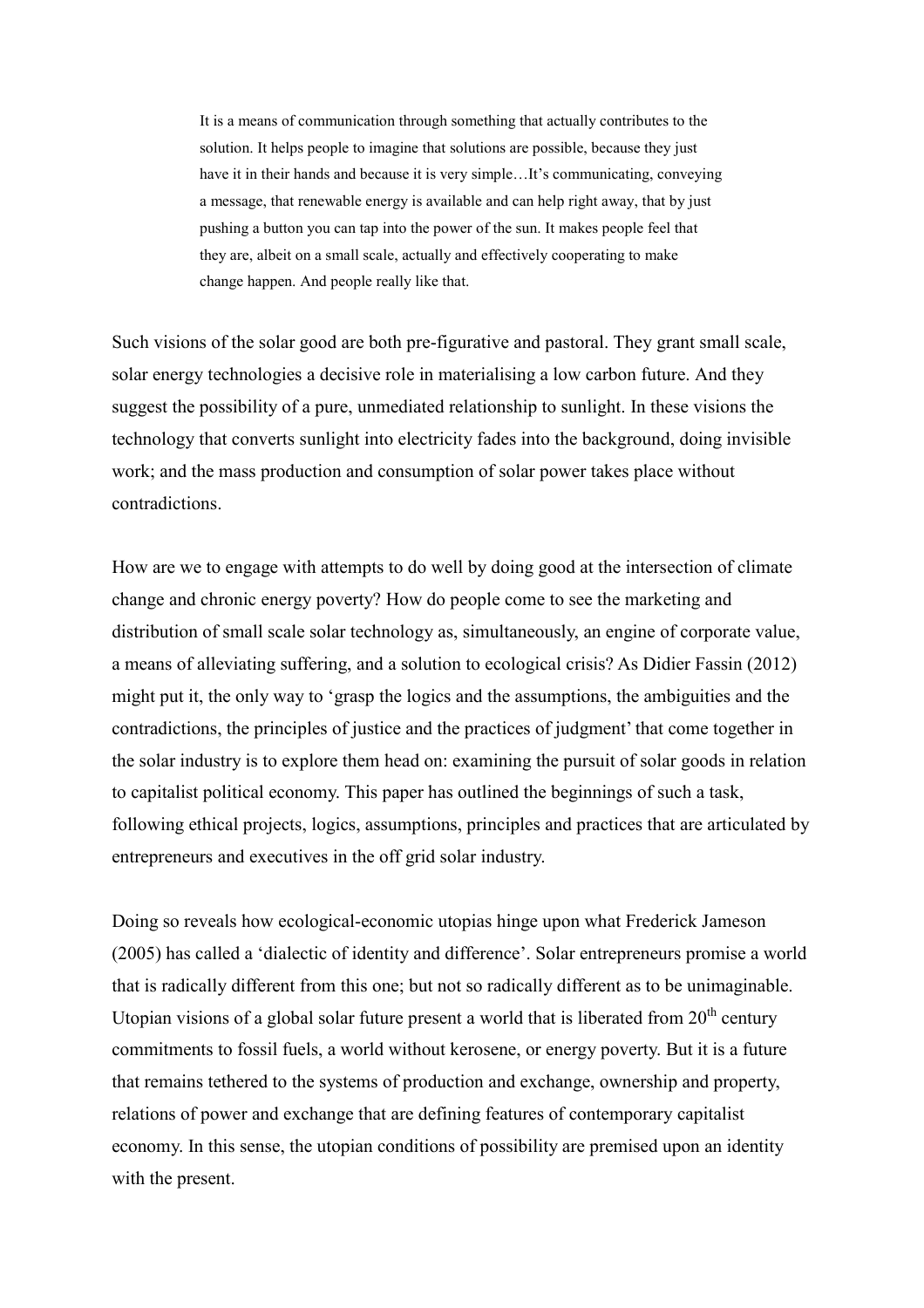> It is a means of communication through something that actually contributes to the solution. It helps people to imagine that solutions are possible, because they just have it in their hands and because it is very simple…It's communicating, conveying a message, that renewable energy is available and can help right away, that by just pushing a button you can tap into the power of the sun. It makes people feel that they are, albeit on a small scale, actually and effectively cooperating to make change happen. And people really like that.

Such visions of the solar good are both pre-figurative and pastoral. They grant small scale, solar energy technologies a decisive role in materialising a low carbon future. And they suggest the possibility of a pure, unmediated relationship to sunlight. In these visions the technology that converts sunlight into electricity fades into the background, doing invisible work; and the mass production and consumption of solar power takes place without contradictions.

How are we to engage with attempts to do well by doing good at the intersection of climate change and chronic energy poverty? How do people come to see the marketing and distribution of small scale solar technology as, simultaneously, an engine of corporate value, a means of alleviating suffering, and a solution to ecological crisis? As Didier Fassin (2012) might put it, the only way to 'grasp the logics and the assumptions, the ambiguities and the contradictions, the principles of justice and the practices of judgment' that come together in the solar industry is to explore them head on: examining the pursuit of solar goods in relation to capitalist political economy. This paper has outlined the beginnings of such a task, following ethical projects, logics, assumptions, principles and practices that are articulated by entrepreneurs and executives in the off grid solar industry.

Doing so reveals how ecological-economic utopias hinge upon what Frederick Jameson (2005) has called a 'dialectic of identity and difference'. Solar entrepreneurs promise a world that is radically different from this one; but not so radically different as to be unimaginable. Utopian visions of a global solar future present a world that is liberated from 20th century commitments to fossil fuels, a world without kerosene, or energy poverty. But it is a future that remains tethered to the systems of production and exchange, ownership and property, relations of power and exchange that are defining features of contemporary capitalist economy. In this sense, the utopian conditions of possibility are premised upon an identity with the present.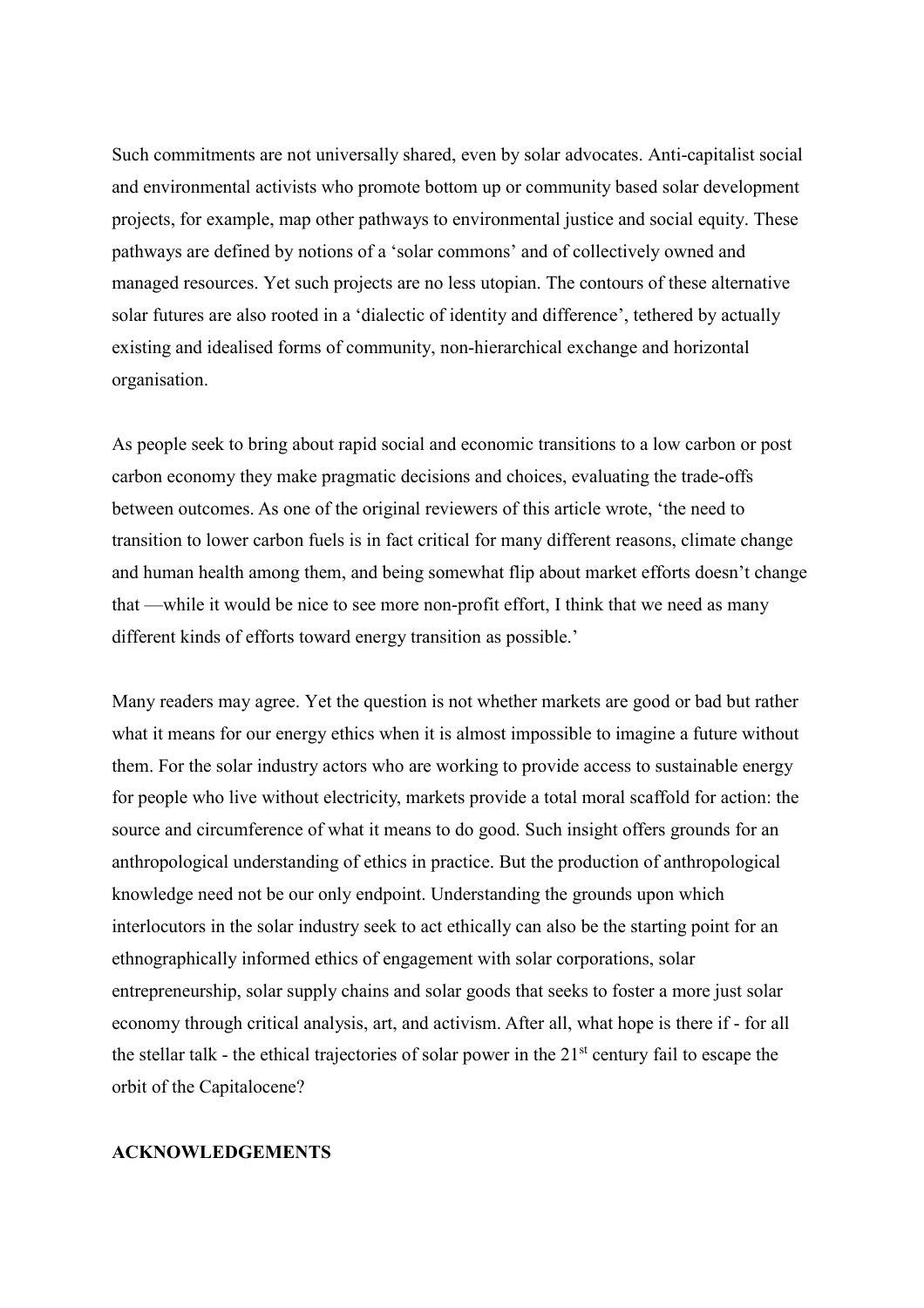Such commitments are not universally shared, even by solar advocates. Anti-capitalist social and environmental activists who promote bottom up or community based solar development projects, for example, map other pathways to environmental justice and social equity. These pathways are defined by notions of a 'solar commons' and of collectively owned and managed resources. Yet such projects are no less utopian. The contours of these alternative solar futures are also rooted in a 'dialectic of identity and difference', tethered by actually existing and idealised forms of community, non-hierarchical exchange and horizontal organisation.

As people seek to bring about rapid social and economic transitions to a low carbon or post carbon economy they make pragmatic decisions and choices, evaluating the trade-offs between outcomes. As one of the original reviewers of this article wrote, 'the need to transition to lower carbon fuels is in fact critical for many different reasons, climate change and human health among them, and being somewhat flip about market efforts doesn't change that —while it would be nice to see more non-profit effort, I think that we need as many different kinds of efforts toward energy transition as possible.'

Many readers may agree. Yet the question is not whether markets are good or bad but rather what it means for our energy ethics when it is almost impossible to imagine a future without them. For the solar industry actors who are working to provide access to sustainable energy for people who live without electricity, markets provide a total moral scaffold for action: the source and circumference of what it means to do good. Such insight offers grounds for an anthropological understanding of ethics in practice. But the production of anthropological knowledge need not be our only endpoint. Understanding the grounds upon which interlocutors in the solar industry seek to act ethically can also be the starting point for an ethnographically informed ethics of engagement with solar corporations, solar entrepreneurship, solar supply chains and solar goods that seeks to foster a more just solar economy through critical analysis, art, and activism. After all, what hope is there if - for all the stellar talk - the ethical trajectories of solar power in the 21st century fail to escape the orbit of the Capitalocene?

**ACKNOWLEDGEMENTS**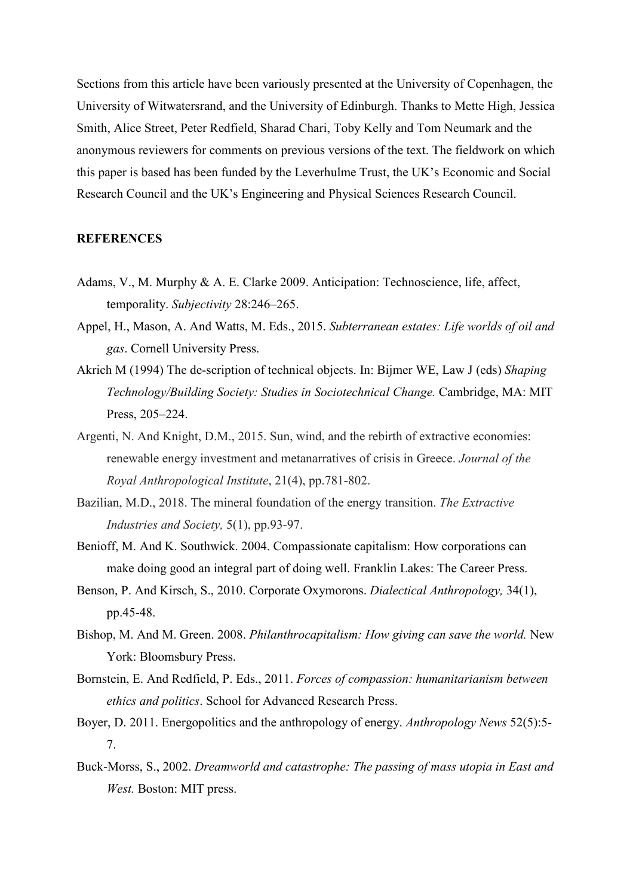Sections from this article have been variously presented at the University of Copenhagen, the University of Witwatersrand, and the University of Edinburgh. Thanks to Mette High, Jessica Smith, Alice Street, Peter Redfield, Sharad Chari, Toby Kelly and Tom Neumark and the anonymous reviewers for comments on previous versions of the text. The fieldwork on which this paper is based has been funded by the Leverhulme Trust, the UK's Economic and Social Research Council and the UK's Engineering and Physical Sciences Research Council.

## REFERENCES

Adams, V., M. Murphy & A. E. Clarke 2009. Anticipation: Technoscience, life, affect, temporality. *Subjectivity* 28:246–265.

Appel, H., Mason, A. And Watts, M. Eds., 2015. *Subterranean estates: Life worlds of oil and gas*. Cornell University Press.

Akrich M (1994) The de-scription of technical objects. In: Bijmer WE, Law J (eds) *Shaping Technology/Building Society: Studies in Sociotechnical Change.* Cambridge, MA: MIT Press, 205–224.

Argenti, N. And Knight, D.M., 2015. Sun, wind, and the rebirth of extractive economies: renewable energy investment and metanarratives of crisis in Greece. *Journal of the Royal Anthropological Institute*, 21(4), pp.781-802.

Bazilian, M.D., 2018. The mineral foundation of the energy transition. *The Extractive Industries and Society,* 5(1), pp.93-97.

Benioff, M. And K. Southwick. 2004. Compassionate capitalism: How corporations can make doing good an integral part of doing well. Franklin Lakes: The Career Press.

Benson, P. And Kirsch, S., 2010. Corporate Oxymorons. *Dialectical Anthropology,* 34(1), pp.45-48.

Bishop, M. And M. Green. 2008. *Philanthrocapitalism: How giving can save the world.* New York: Bloomsbury Press.

Bornstein, E. And Redfield, P. Eds., 2011. *Forces of compassion: humanitarianism between ethics and politics*. School for Advanced Research Press.

Boyer, D. 2011. Energopolitics and the anthropology of energy. *Anthropology News* 52(5):5-7.

Buck-Morss, S., 2002. *Dreamworld and catastrophe: The passing of mass utopia in East and West.* Boston: MIT press.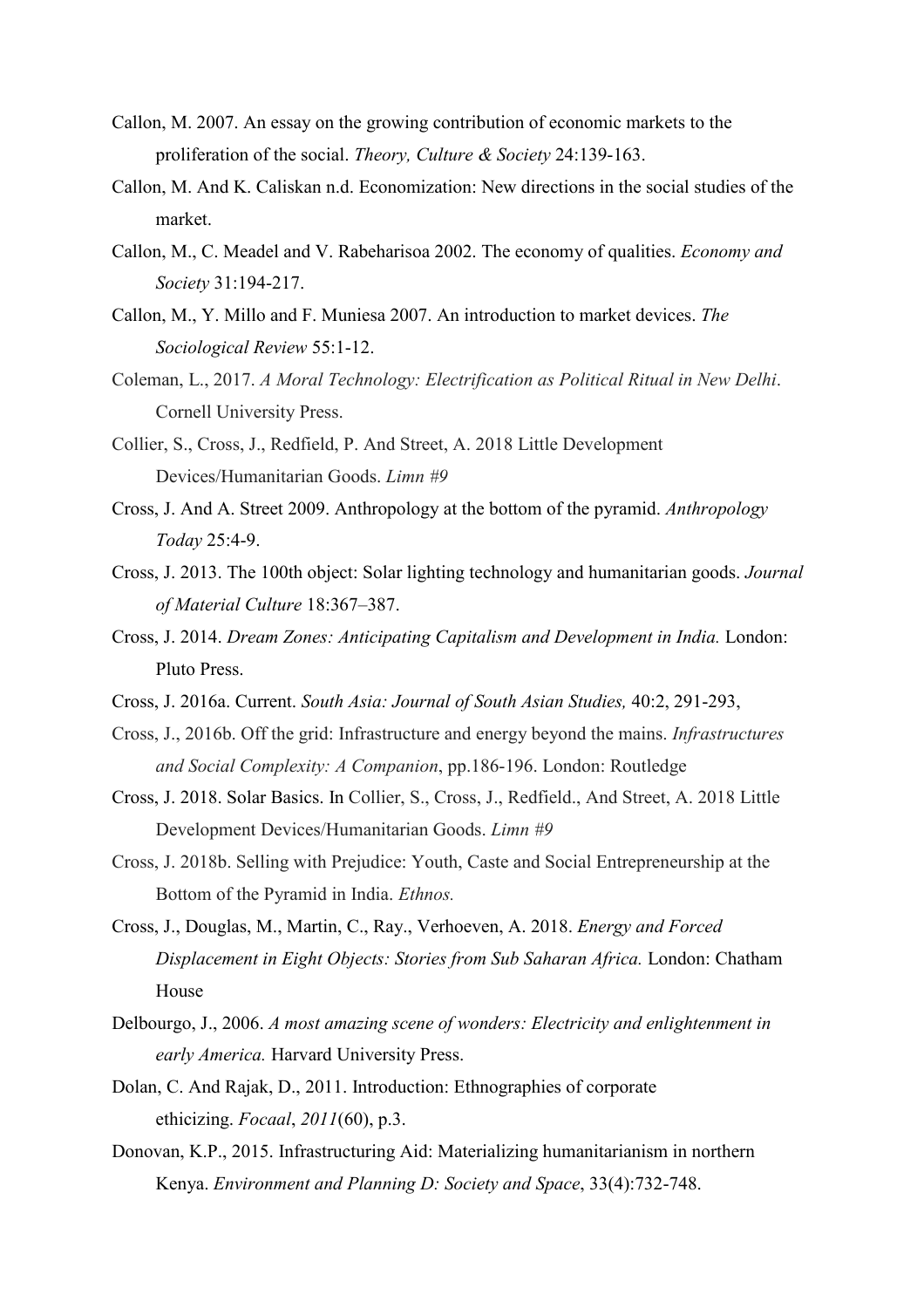Callon, M. 2007. An essay on the growing contribution of economic markets to the proliferation of the social. *Theory, Culture & Society* 24:139-163.

Callon, M. And K. Caliskan n.d. Economization: New directions in the social studies of the market.

Callon, M., C. Meadel and V. Rabeharisoa 2002. The economy of qualities. *Economy and Society* 31:194-217.

Callon, M., Y. Millo and F. Muniesa 2007. An introduction to market devices. *The Sociological Review* 55:1-12.

Coleman, L., 2017. *A Moral Technology: Electrification as Political Ritual in New Delhi*. Cornell University Press.

Collier, S., Cross, J., Redfield, P. And Street, A. 2018 Little Development Devices/Humanitarian Goods. *Limn #9*

Cross, J. And A. Street 2009. Anthropology at the bottom of the pyramid. *Anthropology Today* 25:4-9.

Cross, J. 2013. The 100th object: Solar lighting technology and humanitarian goods. *Journal of Material Culture* 18:367–387.

Cross, J. 2014. *Dream Zones: Anticipating Capitalism and Development in India.* London: Pluto Press.

Cross, J. 2016a. Current. *South Asia: Journal of South Asian Studies,* 40:2, 291-293,

Cross, J., 2016b. Off the grid: Infrastructure and energy beyond the mains. *Infrastructures and Social Complexity: A Companion*, pp.186-196. London: Routledge

Cross, J. 2018. Solar Basics. In Collier, S., Cross, J., Redfield., And Street, A. 2018 Little Development Devices/Humanitarian Goods. *Limn #9*

Cross, J. 2018b. Selling with Prejudice: Youth, Caste and Social Entrepreneurship at the Bottom of the Pyramid in India. *Ethnos.*

Cross, J., Douglas, M., Martin, C., Ray., Verhoeven, A. 2018. *Energy and Forced Displacement in Eight Objects: Stories from Sub Saharan Africa.* London: Chatham House

Delbourgo, J., 2006. *A most amazing scene of wonders: Electricity and enlightenment in early America.* Harvard University Press.

Dolan, C. And Rajak, D., 2011. Introduction: Ethnographies of corporate ethicizing. *Focaal*, *2011*(60), p.3.

Donovan, K.P., 2015. Infrastructuring Aid: Materializing humanitarianism in northern Kenya. *Environment and Planning D: Society and Space*, 33(4):732-748.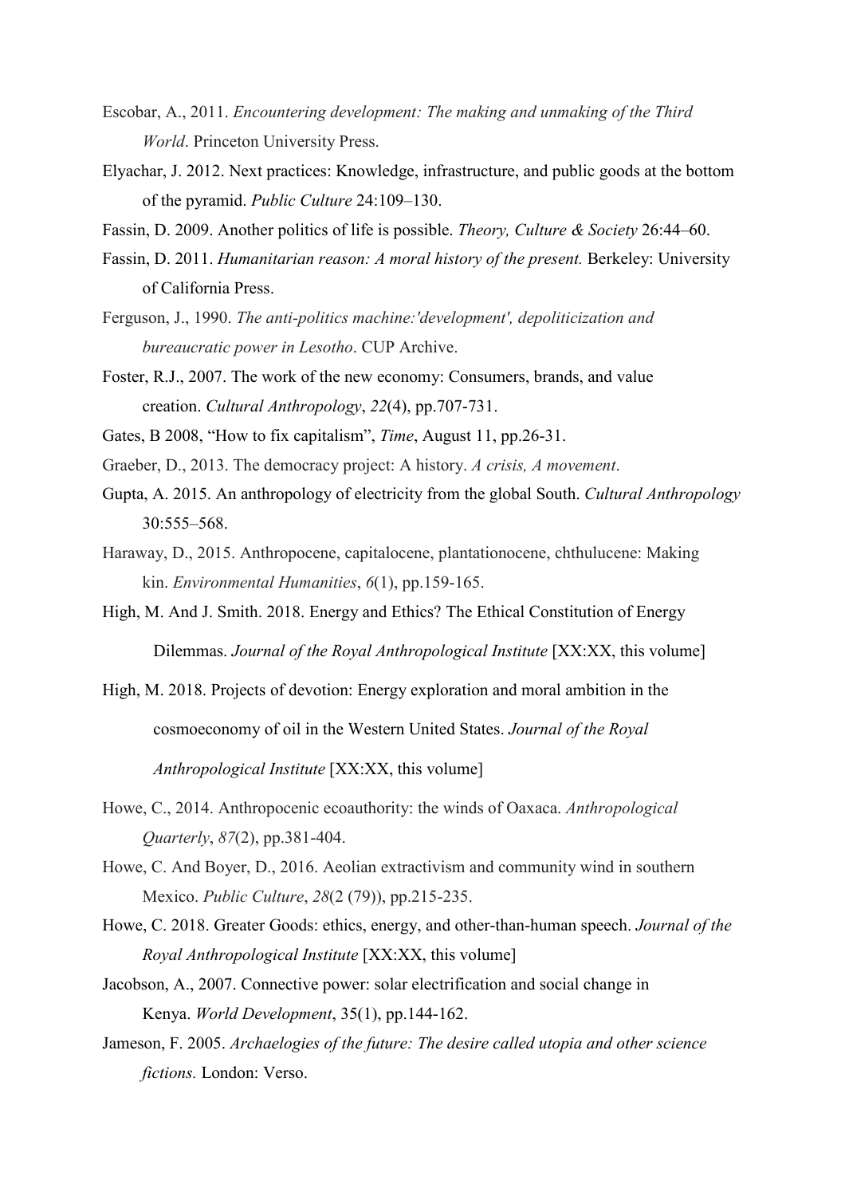Escobar, A., 2011. *Encountering development: The making and unmaking of the Third World*. Princeton University Press.

Elyachar, J. 2012. Next practices: Knowledge, infrastructure, and public goods at the bottom of the pyramid. *Public Culture* 24:109–130.

Fassin, D. 2009. Another politics of life is possible. *Theory, Culture & Society* 26:44–60.

Fassin, D. 2011. *Humanitarian reason: A moral history of the present.* Berkeley: University of California Press.

Ferguson, J., 1990. *The anti-politics machine:'development', depoliticization and bureaucratic power in Lesotho*. CUP Archive.

Foster, R.J., 2007. The work of the new economy: Consumers, brands, and value creation. *Cultural Anthropology*, *22*(4), pp.707-731.

Gates, B 2008, "How to fix capitalism", *Time*, August 11, pp.26-31.

Graeber, D., 2013. The democracy project: A history. *A crisis, A movement*.

Gupta, A. 2015. An anthropology of electricity from the global South. *Cultural Anthropology* 30:555–568.

Haraway, D., 2015. Anthropocene, capitalocene, plantationocene, chthulucene: Making kin. *Environmental Humanities*, *6*(1), pp.159-165.

High, M. And J. Smith. 2018. Energy and Ethics? The Ethical Constitution of Energy Dilemmas. *Journal of the Royal Anthropological Institute* [XX:XX, this volume]

High, M. 2018. Projects of devotion: Energy exploration and moral ambition in the cosmoeconomy of oil in the Western United States. *Journal of the Royal Anthropological Institute* [XX:XX, this volume]

Howe, C., 2014. Anthropocenic ecoauthority: the winds of Oaxaca. *Anthropological Quarterly*, *87*(2), pp.381-404.

Howe, C. And Boyer, D., 2016. Aeolian extractivism and community wind in southern Mexico. *Public Culture*, *28*(2 (79)), pp.215-235.

Howe, C. 2018. Greater Goods: ethics, energy, and other-than-human speech. *Journal of the Royal Anthropological Institute* [XX:XX, this volume]

Jacobson, A., 2007. Connective power: solar electrification and social change in Kenya. *World Development*, 35(1), pp.144-162.

Jameson, F. 2005. *Archaelogies of the future: The desire called utopia and other science fictions.* London: Verso.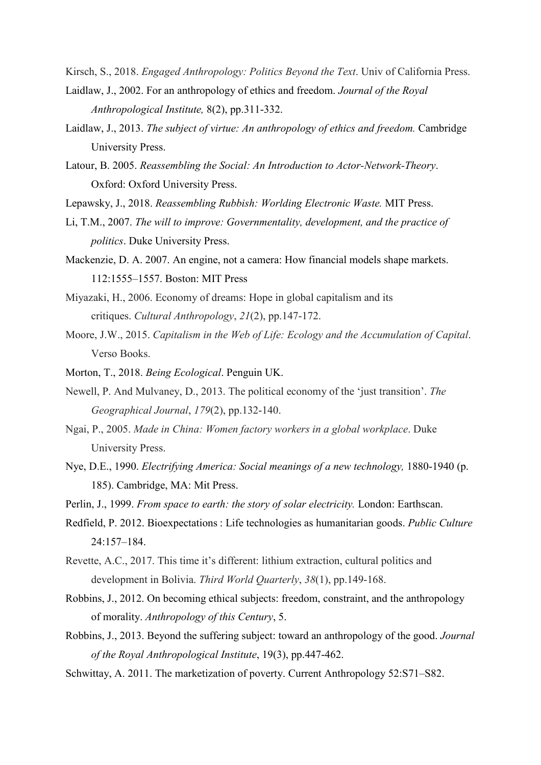Kirsch, S., 2018. *Engaged Anthropology: Politics Beyond the Text*. Univ of California Press.

Laidlaw, J., 2002. For an anthropology of ethics and freedom. *Journal of the Royal Anthropological Institute,* 8(2), pp.311-332.

Laidlaw, J., 2013. *The subject of virtue: An anthropology of ethics and freedom.* Cambridge University Press.

Latour, B. 2005. *Reassembling the Social: An Introduction to Actor-Network-Theory*. Oxford: Oxford University Press.

Lepawsky, J., 2018. *Reassembling Rubbish: Worlding Electronic Waste.* MIT Press.

Li, T.M., 2007. *The will to improve: Governmentality, development, and the practice of politics*. Duke University Press.

Mackenzie, D. A. 2007. An engine, not a camera: How financial models shape markets. 112:1555–1557. Boston: MIT Press

Miyazaki, H., 2006. Economy of dreams: Hope in global capitalism and its critiques. *Cultural Anthropology*, *21*(2), pp.147-172.

Moore, J.W., 2015. *Capitalism in the Web of Life: Ecology and the Accumulation of Capital*. Verso Books.

Morton, T., 2018. *Being Ecological*. Penguin UK.

Newell, P. And Mulvaney, D., 2013. The political economy of the 'just transition'. *The Geographical Journal*, *179*(2), pp.132-140.

Ngai, P., 2005. *Made in China: Women factory workers in a global workplace*. Duke University Press.

Nye, D.E., 1990. *Electrifying America: Social meanings of a new technology,* 1880-1940 (p. 185). Cambridge, MA: Mit Press.

Perlin, J., 1999. *From space to earth: the story of solar electricity.* London: Earthscan.

Redfield, P. 2012. Bioexpectations : Life technologies as humanitarian goods. *Public Culture* 24:157–184.

Revette, A.C., 2017. This time it's different: lithium extraction, cultural politics and development in Bolivia. *Third World Quarterly*, *38*(1), pp.149-168.

Robbins, J., 2012. On becoming ethical subjects: freedom, constraint, and the anthropology of morality. *Anthropology of this Century*, 5.

Robbins, J., 2013. Beyond the suffering subject: toward an anthropology of the good. *Journal of the Royal Anthropological Institute*, 19(3), pp.447-462.

Schwittay, A. 2011. The marketization of poverty. Current Anthropology 52:S71–S82.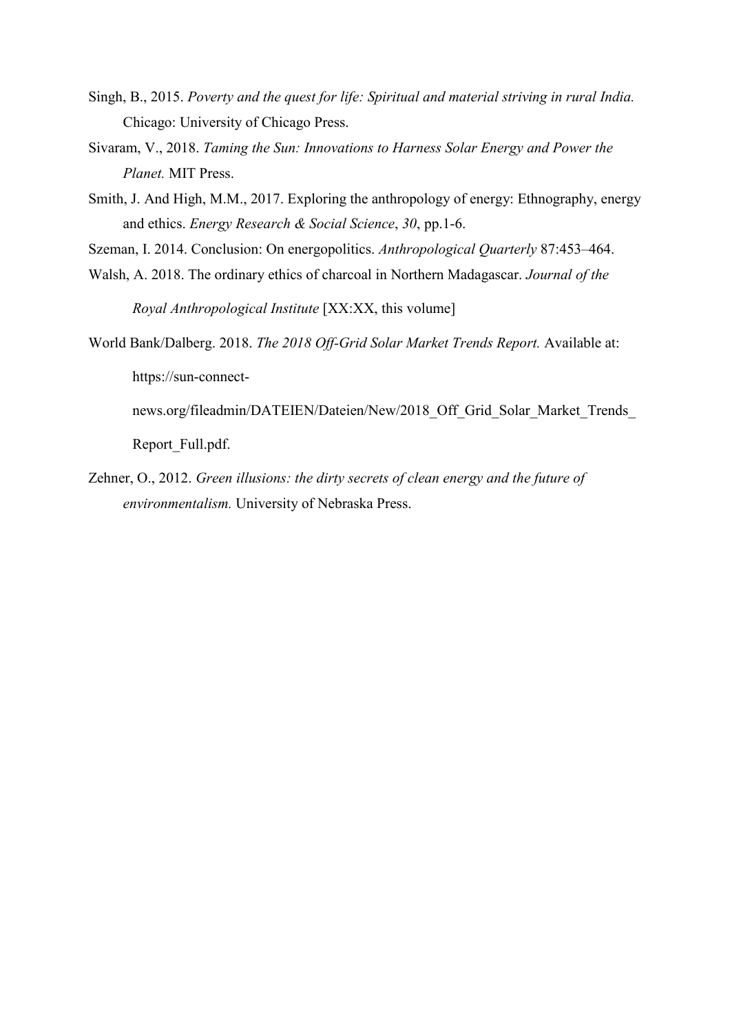Singh, B., 2015. *Poverty and the quest for life: Spiritual and material striving in rural India.* Chicago: University of Chicago Press.

Sivaram, V., 2018. *Taming the Sun: Innovations to Harness Solar Energy and Power the Planet.* MIT Press.

Smith, J. And High, M.M., 2017. Exploring the anthropology of energy: Ethnography, energy and ethics. *Energy Research & Social Science*, *30*, pp.1-6.

Szeman, I. 2014. Conclusion: On energopolitics. *Anthropological Quarterly* 87:453–464.

Walsh, A. 2018. The ordinary ethics of charcoal in Northern Madagascar. *Journal of the Royal Anthropological Institute* [XX:XX, this volume]

World Bank/Dalberg. 2018. *The 2018 Off-Grid Solar Market Trends Report.* Available at: https://sun-connect-news.org/fileadmin/DATEIEN/Dateien/New/2018_Off_Grid_Solar_Market_Trends_Report_Full.pdf.

Zehner, O., 2012. *Green illusions: the dirty secrets of clean energy and the future of environmentalism.* University of Nebraska Press.